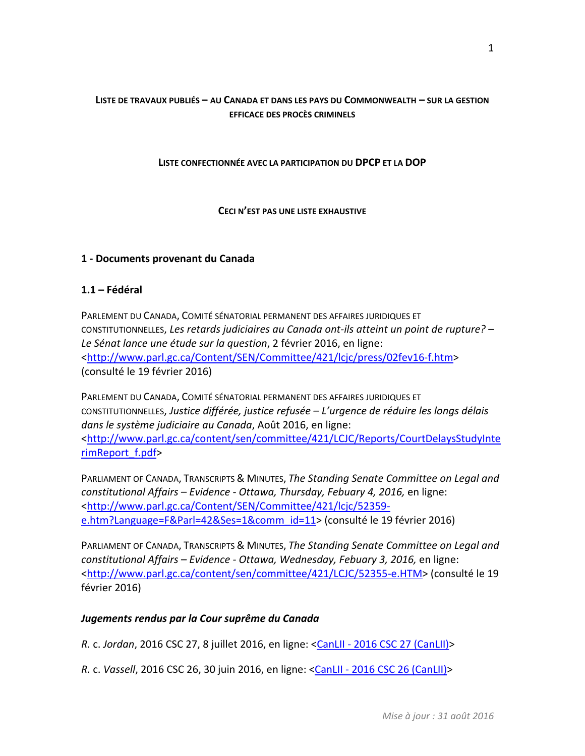**LISTE DE TRAVAUX PUBLIÉS – AU CANADA ET DANS LES PAYS DU COMMONWEALTH – SUR LA GESTION EFFICACE DES PROCÈS CRIMINELS**

**LISTE CONFECTIONNÉE AVEC LA PARTICIPATION DU DPCP ET LA DOP**

**CECI N'EST PAS UNE LISTE EXHAUSTIVE**

## 1 - Documents provenant du Canada

### 1.1 – Fédéral

PARLEMENT DU CANADA, COMITÉ SÉNATORIAL PERMANENT DES AFFAIRES JURIDIQUES ET CONSTITUTIONNELLES, *Les retards judiciaires au Canada ont-ils atteint un point de rupture? – Le Sénat lance une étude sur la question*, 2 février 2016, en ligne: <http://www.parl.gc.ca/Content/SEN/Committee/421/lcjc/press/02fev16-f.htm> (consulté le 19 février 2016)

PARLEMENT DU CANADA, COMITÉ SÉNATORIAL PERMANENT DES AFFAIRES JURIDIQUES ET CONSTITUTIONNELLES, *Justice différée, justice refusée – L'urgence de réduire les longs délais dans le système judiciaire au Canada*, Août 2016, en ligne: <http://www.parl.gc.ca/content/sen/committee/421/LCJC/Reports/CourtDelaysStudyInterimReport_f.pdf>

PARLIAMENT OF CANADA, TRANSCRIPTS & MINUTES, *The Standing Senate Committee on Legal and constitutional Affairs – Evidence - Ottawa, Thursday, Febuary 4, 2016,* en ligne: <http://www.parl.gc.ca/Content/SEN/Committee/421/lcjc/52359-e.htm?Language=F&Parl=42&Ses=1&comm_id=11> (consulté le 19 février 2016)

PARLIAMENT OF CANADA, TRANSCRIPTS & MINUTES, *The Standing Senate Committee on Legal and constitutional Affairs – Evidence - Ottawa, Wednesday, Febuary 3, 2016,* en ligne: <http://www.parl.gc.ca/content/sen/committee/421/LCJC/52355-e.HTM> (consulté le 19 février 2016)

***Jugements rendus par la Cour suprême du Canada***

*R.* c. *Jordan*, 2016 CSC 27, 8 juillet 2016, en ligne: <CanLII - 2016 CSC 27 (CanLII)>

*R.* c. *Vassell*, 2016 CSC 26, 30 juin 2016, en ligne: <CanLII - 2016 CSC 26 (CanLII)>

*Mise à jour : 31 août 2016*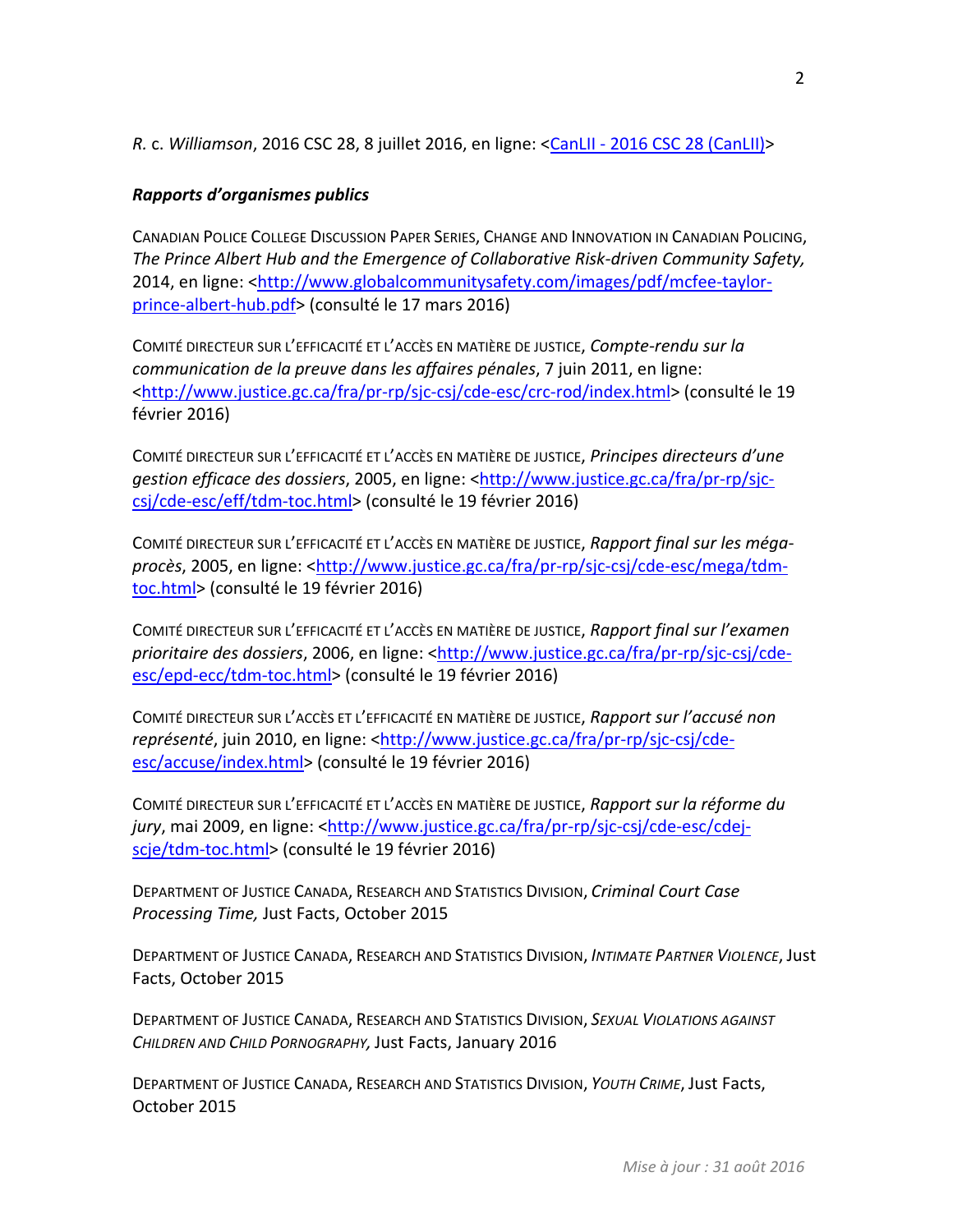*R.* c. *Williamson*, 2016 CSC 28, 8 juillet 2016, en ligne: <CanLII - 2016 CSC 28 (CanLII)>

***Rapports d'organismes publics***

CANADIAN POLICE COLLEGE DISCUSSION PAPER SERIES, CHANGE AND INNOVATION IN CANADIAN POLICING, *The Prince Albert Hub and the Emergence of Collaborative Risk-driven Community Safety,* 2014, en ligne: <http://www.globalcommunitysafety.com/images/pdf/mcfee-taylor-prince-albert-hub.pdf> (consulté le 17 mars 2016)

COMITÉ DIRECTEUR SUR L'EFFICACITÉ ET L'ACCÈS EN MATIÈRE DE JUSTICE, *Compte-rendu sur la communication de la preuve dans les affaires pénales*, 7 juin 2011, en ligne: <http://www.justice.gc.ca/fra/pr-rp/sjc-csj/cde-esc/crc-rod/index.html> (consulté le 19 février 2016)

COMITÉ DIRECTEUR SUR L'EFFICACITÉ ET L'ACCÈS EN MATIÈRE DE JUSTICE, *Principes directeurs d'une gestion efficace des dossiers*, 2005, en ligne: <http://www.justice.gc.ca/fra/pr-rp/sjc-csj/cde-esc/eff/tdm-toc.html> (consulté le 19 février 2016)

COMITÉ DIRECTEUR SUR L'EFFICACITÉ ET L'ACCÈS EN MATIÈRE DE JUSTICE, *Rapport final sur les méga-procès*, 2005, en ligne: <http://www.justice.gc.ca/fra/pr-rp/sjc-csj/cde-esc/mega/tdm-toc.html> (consulté le 19 février 2016)

COMITÉ DIRECTEUR SUR L'EFFICACITÉ ET L'ACCÈS EN MATIÈRE DE JUSTICE, *Rapport final sur l'examen prioritaire des dossiers*, 2006, en ligne: <http://www.justice.gc.ca/fra/pr-rp/sjc-csj/cde-esc/epd-ecc/tdm-toc.html> (consulté le 19 février 2016)

COMITÉ DIRECTEUR SUR L'ACCÈS ET L'EFFICACITÉ EN MATIÈRE DE JUSTICE, *Rapport sur l'accusé non représenté*, juin 2010, en ligne: <http://www.justice.gc.ca/fra/pr-rp/sjc-csj/cde-esc/accuse/index.html> (consulté le 19 février 2016)

COMITÉ DIRECTEUR SUR L'EFFICACITÉ ET L'ACCÈS EN MATIÈRE DE JUSTICE, *Rapport sur la réforme du jury*, mai 2009, en ligne: <http://www.justice.gc.ca/fra/pr-rp/sjc-csj/cde-esc/cdej-scje/tdm-toc.html> (consulté le 19 février 2016)

DEPARTMENT OF JUSTICE CANADA, RESEARCH AND STATISTICS DIVISION, *Criminal Court Case Processing Time,* Just Facts, October 2015

DEPARTMENT OF JUSTICE CANADA, RESEARCH AND STATISTICS DIVISION, *INTIMATE PARTNER VIOLENCE*, Just Facts, October 2015

DEPARTMENT OF JUSTICE CANADA, RESEARCH AND STATISTICS DIVISION, *SEXUAL VIOLATIONS AGAINST CHILDREN AND CHILD PORNOGRAPHY,* Just Facts, January 2016

DEPARTMENT OF JUSTICE CANADA, RESEARCH AND STATISTICS DIVISION, *YOUTH CRIME*, Just Facts, October 2015

*Mise à jour : 31 août 2016*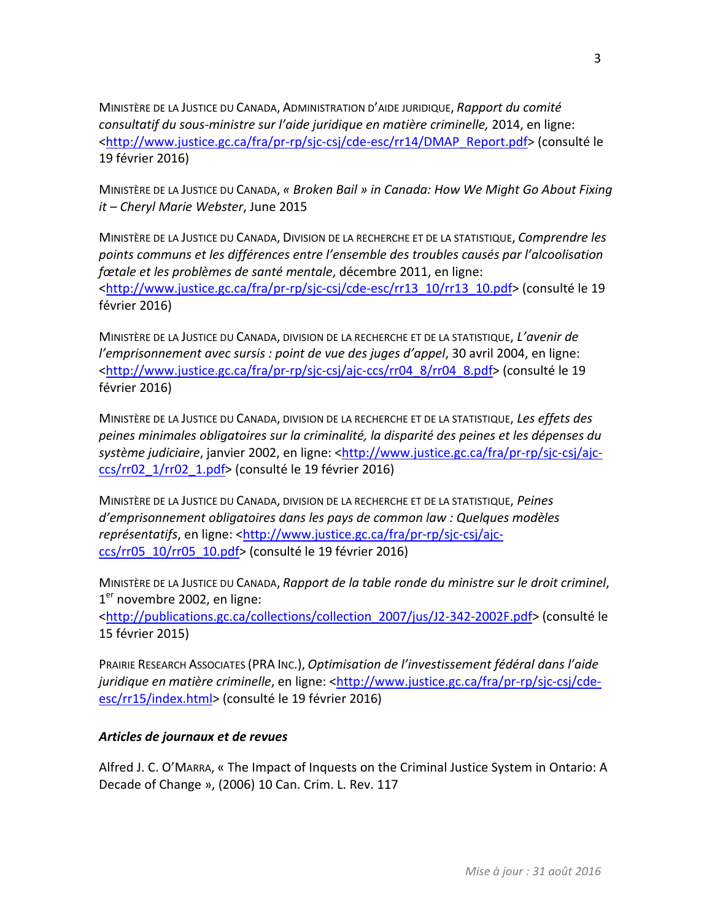MINISTÈRE DE LA JUSTICE DU CANADA, ADMINISTRATION D'AIDE JURIDIQUE, *Rapport du comité consultatif du sous-ministre sur l'aide juridique en matière criminelle,* 2014, en ligne: <http://www.justice.gc.ca/fra/pr-rp/sjc-csj/cde-esc/rr14/DMAP_Report.pdf> (consulté le 19 février 2016)

MINISTÈRE DE LA JUSTICE DU CANADA, *« Broken Bail » in Canada: How We Might Go About Fixing it – Cheryl Marie Webster*, June 2015

MINISTÈRE DE LA JUSTICE DU CANADA, DIVISION DE LA RECHERCHE ET DE LA STATISTIQUE, *Comprendre les points communs et les différences entre l'ensemble des troubles causés par l'alcoolisation fœtale et les problèmes de santé mentale*, décembre 2011, en ligne: <http://www.justice.gc.ca/fra/pr-rp/sjc-csj/cde-esc/rr13_10/rr13_10.pdf> (consulté le 19 février 2016)

MINISTÈRE DE LA JUSTICE DU CANADA, DIVISION DE LA RECHERCHE ET DE LA STATISTIQUE, *L'avenir de l'emprisonnement avec sursis : point de vue des juges d'appel*, 30 avril 2004, en ligne: <http://www.justice.gc.ca/fra/pr-rp/sjc-csj/ajc-ccs/rr04_8/rr04_8.pdf> (consulté le 19 février 2016)

MINISTÈRE DE LA JUSTICE DU CANADA, DIVISION DE LA RECHERCHE ET DE LA STATISTIQUE, *Les effets des peines minimales obligatoires sur la criminalité, la disparité des peines et les dépenses du système judiciaire*, janvier 2002, en ligne: <http://www.justice.gc.ca/fra/pr-rp/sjc-csj/ajc-ccs/rr02_1/rr02_1.pdf> (consulté le 19 février 2016)

MINISTÈRE DE LA JUSTICE DU CANADA, DIVISION DE LA RECHERCHE ET DE LA STATISTIQUE, *Peines d'emprisonnement obligatoires dans les pays de common law : Quelques modèles représentatifs*, en ligne: <http://www.justice.gc.ca/fra/pr-rp/sjc-csj/ajc-ccs/rr05_10/rr05_10.pdf> (consulté le 19 février 2016)

MINISTÈRE DE LA JUSTICE DU CANADA, *Rapport de la table ronde du ministre sur le droit criminel*, 1er novembre 2002, en ligne: <http://publications.gc.ca/collections/collection_2007/jus/J2-342-2002F.pdf> (consulté le 15 février 2015)

PRAIRIE RESEARCH ASSOCIATES (PRA INC.), *Optimisation de l'investissement fédéral dans l'aide juridique en matière criminelle*, en ligne: <http://www.justice.gc.ca/fra/pr-rp/sjc-csj/cde-esc/rr15/index.html> (consulté le 19 février 2016)

***Articles de journaux et de revues***

Alfred J. C. O'MARRA, « The Impact of Inquests on the Criminal Justice System in Ontario: A Decade of Change », (2006) 10 Can. Crim. L. Rev. 117

*Mise à jour : 31 août 2016*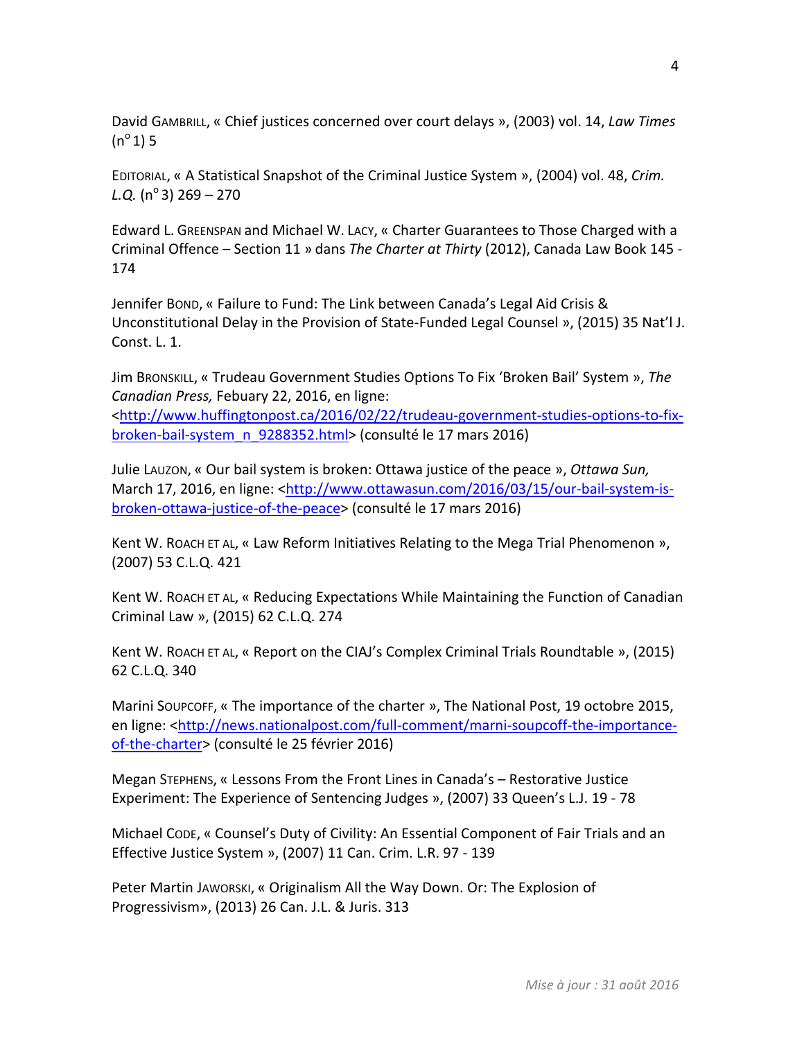David GAMBRILL, « Chief justices concerned over court delays », (2003) vol. 14, *Law Times* (n° 1) 5

EDITORIAL, « A Statistical Snapshot of the Criminal Justice System », (2004) vol. 48, *Crim. L.Q.* (n° 3) 269 – 270

Edward L. GREENSPAN and Michael W. LACY, « Charter Guarantees to Those Charged with a Criminal Offence – Section 11 » dans *The Charter at Thirty* (2012), Canada Law Book 145 - 174

Jennifer BOND, « Failure to Fund: The Link between Canada's Legal Aid Crisis & Unconstitutional Delay in the Provision of State-Funded Legal Counsel », (2015) 35 Nat'l J. Const. L. 1.

Jim BRONSKILL, « Trudeau Government Studies Options To Fix 'Broken Bail' System », *The Canadian Press,* Febuary 22, 2016, en ligne: <http://www.huffingtonpost.ca/2016/02/22/trudeau-government-studies-options-to-fix-broken-bail-system_n_9288352.html> (consulté le 17 mars 2016)

Julie LAUZON, « Our bail system is broken: Ottawa justice of the peace », *Ottawa Sun,* March 17, 2016, en ligne: <http://www.ottawasun.com/2016/03/15/our-bail-system-is-broken-ottawa-justice-of-the-peace> (consulté le 17 mars 2016)

Kent W. ROACH ET AL, « Law Reform Initiatives Relating to the Mega Trial Phenomenon », (2007) 53 C.L.Q. 421

Kent W. ROACH ET AL, « Reducing Expectations While Maintaining the Function of Canadian Criminal Law », (2015) 62 C.L.Q. 274

Kent W. ROACH ET AL, « Report on the CIAJ's Complex Criminal Trials Roundtable », (2015) 62 C.L.Q. 340

Marini SOUPCOFF, « The importance of the charter », The National Post, 19 octobre 2015, en ligne: <http://news.nationalpost.com/full-comment/marni-soupcoff-the-importance-of-the-charter> (consulté le 25 février 2016)

Megan STEPHENS, « Lessons From the Front Lines in Canada's – Restorative Justice Experiment: The Experience of Sentencing Judges », (2007) 33 Queen's L.J. 19 - 78

Michael CODE, « Counsel's Duty of Civility: An Essential Component of Fair Trials and an Effective Justice System », (2007) 11 Can. Crim. L.R. 97 - 139

Peter Martin JAWORSKI, « Originalism All the Way Down. Or: The Explosion of Progressivism», (2013) 26 Can. J.L. & Juris. 313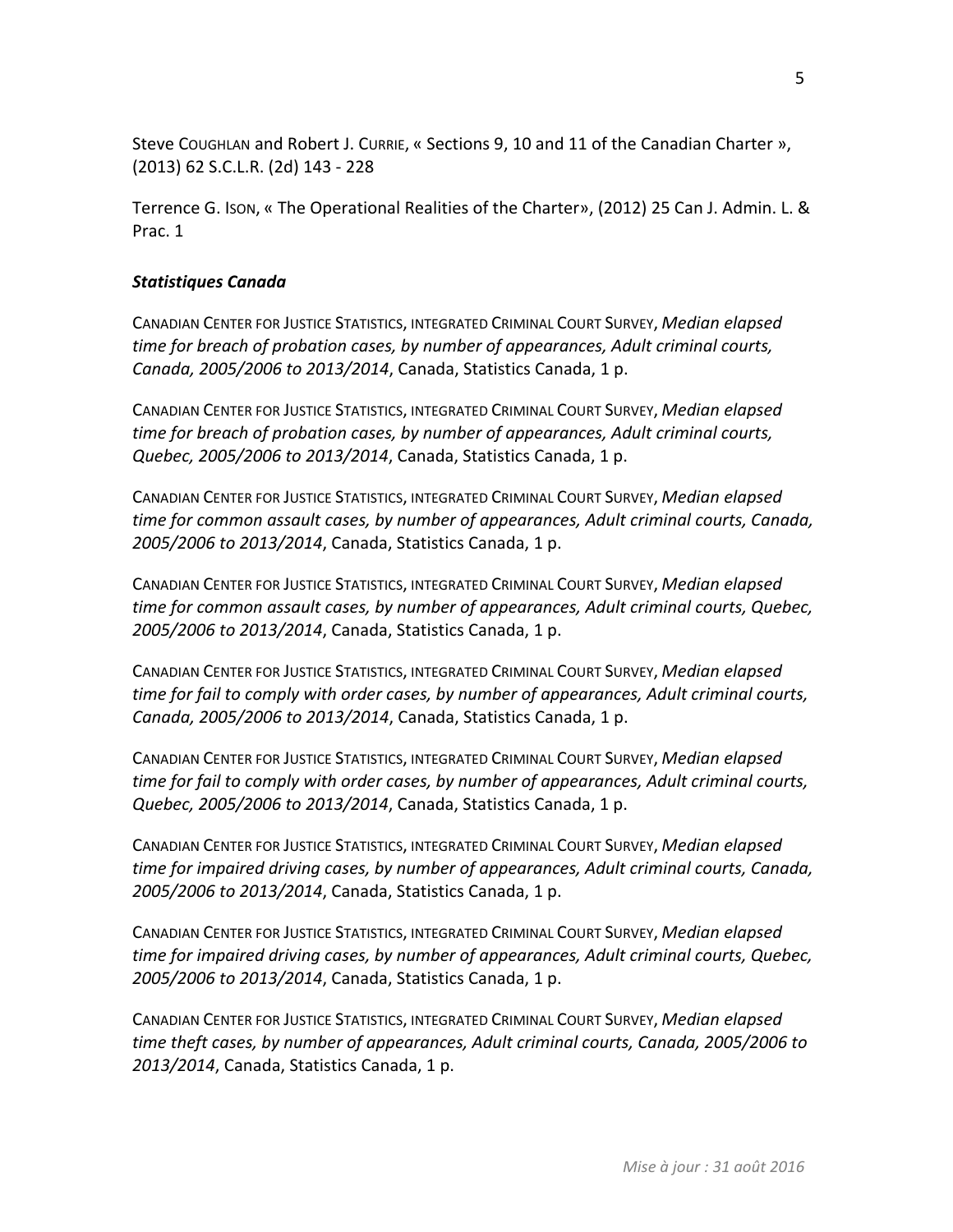Steve COUGHLAN and Robert J. CURRIE, « Sections 9, 10 and 11 of the Canadian Charter », (2013) 62 S.C.L.R. (2d) 143 - 228

Terrence G. ISON, « The Operational Realities of the Charter», (2012) 25 Can J. Admin. L. & Prac. 1

***Statistiques Canada***

CANADIAN CENTER FOR JUSTICE STATISTICS, INTEGRATED CRIMINAL COURT SURVEY, *Median elapsed time for breach of probation cases, by number of appearances, Adult criminal courts, Canada, 2005/2006 to 2013/2014*, Canada, Statistics Canada, 1 p.

CANADIAN CENTER FOR JUSTICE STATISTICS, INTEGRATED CRIMINAL COURT SURVEY, *Median elapsed time for breach of probation cases, by number of appearances, Adult criminal courts, Quebec, 2005/2006 to 2013/2014*, Canada, Statistics Canada, 1 p.

CANADIAN CENTER FOR JUSTICE STATISTICS, INTEGRATED CRIMINAL COURT SURVEY, *Median elapsed time for common assault cases, by number of appearances, Adult criminal courts, Canada, 2005/2006 to 2013/2014*, Canada, Statistics Canada, 1 p.

CANADIAN CENTER FOR JUSTICE STATISTICS, INTEGRATED CRIMINAL COURT SURVEY, *Median elapsed time for common assault cases, by number of appearances, Adult criminal courts, Quebec, 2005/2006 to 2013/2014*, Canada, Statistics Canada, 1 p.

CANADIAN CENTER FOR JUSTICE STATISTICS, INTEGRATED CRIMINAL COURT SURVEY, *Median elapsed time for fail to comply with order cases, by number of appearances, Adult criminal courts, Canada, 2005/2006 to 2013/2014*, Canada, Statistics Canada, 1 p.

CANADIAN CENTER FOR JUSTICE STATISTICS, INTEGRATED CRIMINAL COURT SURVEY, *Median elapsed time for fail to comply with order cases, by number of appearances, Adult criminal courts, Quebec, 2005/2006 to 2013/2014*, Canada, Statistics Canada, 1 p.

CANADIAN CENTER FOR JUSTICE STATISTICS, INTEGRATED CRIMINAL COURT SURVEY, *Median elapsed time for impaired driving cases, by number of appearances, Adult criminal courts, Canada, 2005/2006 to 2013/2014*, Canada, Statistics Canada, 1 p.

CANADIAN CENTER FOR JUSTICE STATISTICS, INTEGRATED CRIMINAL COURT SURVEY, *Median elapsed time for impaired driving cases, by number of appearances, Adult criminal courts, Quebec, 2005/2006 to 2013/2014*, Canada, Statistics Canada, 1 p.

CANADIAN CENTER FOR JUSTICE STATISTICS, INTEGRATED CRIMINAL COURT SURVEY, *Median elapsed time theft cases, by number of appearances, Adult criminal courts, Canada, 2005/2006 to 2013/2014*, Canada, Statistics Canada, 1 p.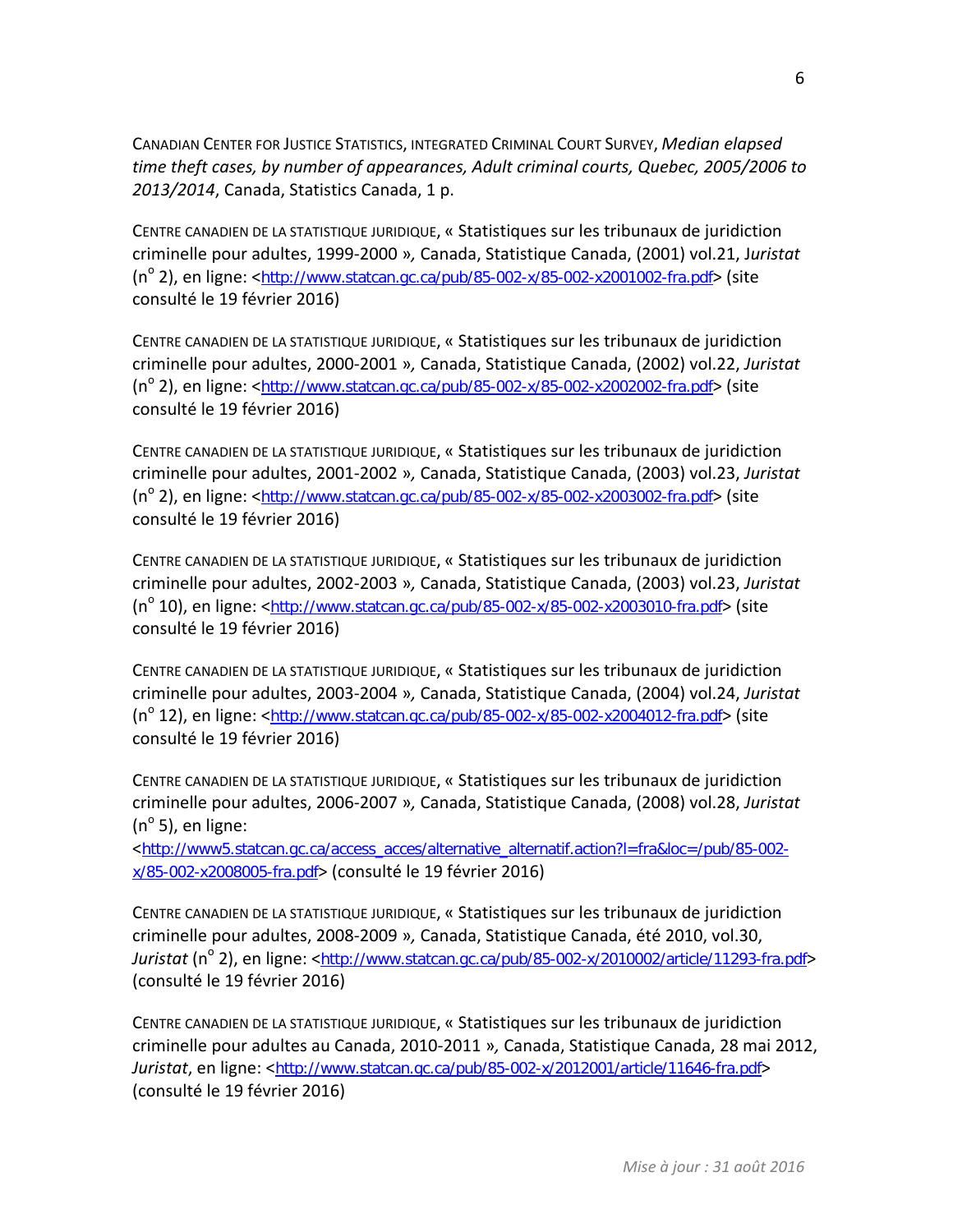CANADIAN CENTER FOR JUSTICE STATISTICS, INTEGRATED CRIMINAL COURT SURVEY, *Median elapsed time theft cases, by number of appearances, Adult criminal courts, Quebec, 2005/2006 to 2013/2014*, Canada, Statistics Canada, 1 p.

CENTRE CANADIEN DE LA STATISTIQUE JURIDIQUE, « Statistiques sur les tribunaux de juridiction criminelle pour adultes, 1999-2000 », Canada, Statistique Canada, (2001) vol.21, *Juristat* (n° 2), en ligne: <http://www.statcan.gc.ca/pub/85-002-x/85-002-x2001002-fra.pdf> (site consulté le 19 février 2016)

CENTRE CANADIEN DE LA STATISTIQUE JURIDIQUE, « Statistiques sur les tribunaux de juridiction criminelle pour adultes, 2000-2001 », Canada, Statistique Canada, (2002) vol.22, *Juristat* (n° 2), en ligne: <http://www.statcan.gc.ca/pub/85-002-x/85-002-x2002002-fra.pdf> (site consulté le 19 février 2016)

CENTRE CANADIEN DE LA STATISTIQUE JURIDIQUE, « Statistiques sur les tribunaux de juridiction criminelle pour adultes, 2001-2002 », Canada, Statistique Canada, (2003) vol.23, *Juristat* (n° 2), en ligne: <http://www.statcan.gc.ca/pub/85-002-x/85-002-x2003002-fra.pdf> (site consulté le 19 février 2016)

CENTRE CANADIEN DE LA STATISTIQUE JURIDIQUE, « Statistiques sur les tribunaux de juridiction criminelle pour adultes, 2002-2003 », Canada, Statistique Canada, (2003) vol.23, *Juristat* (n° 10), en ligne: <http://www.statcan.gc.ca/pub/85-002-x/85-002-x2003010-fra.pdf> (site consulté le 19 février 2016)

CENTRE CANADIEN DE LA STATISTIQUE JURIDIQUE, « Statistiques sur les tribunaux de juridiction criminelle pour adultes, 2003-2004 », Canada, Statistique Canada, (2004) vol.24, *Juristat* (n° 12), en ligne: <http://www.statcan.gc.ca/pub/85-002-x/85-002-x2004012-fra.pdf> (site consulté le 19 février 2016)

CENTRE CANADIEN DE LA STATISTIQUE JURIDIQUE, « Statistiques sur les tribunaux de juridiction criminelle pour adultes, 2006-2007 », Canada, Statistique Canada, (2008) vol.28, *Juristat* (n° 5), en ligne: <http://www5.statcan.gc.ca/access_acces/alternative_alternatif.action?l=fra&loc=/pub/85-002-x/85-002-x2008005-fra.pdf> (consulté le 19 février 2016)

CENTRE CANADIEN DE LA STATISTIQUE JURIDIQUE, « Statistiques sur les tribunaux de juridiction criminelle pour adultes, 2008-2009 », Canada, Statistique Canada, été 2010, vol.30, *Juristat* (n° 2), en ligne: <http://www.statcan.gc.ca/pub/85-002-x/2010002/article/11293-fra.pdf> (consulté le 19 février 2016)

CENTRE CANADIEN DE LA STATISTIQUE JURIDIQUE, « Statistiques sur les tribunaux de juridiction criminelle pour adultes au Canada, 2010-2011 », Canada, Statistique Canada, 28 mai 2012, *Juristat*, en ligne: <http://www.statcan.gc.ca/pub/85-002-x/2012001/article/11646-fra.pdf> (consulté le 19 février 2016)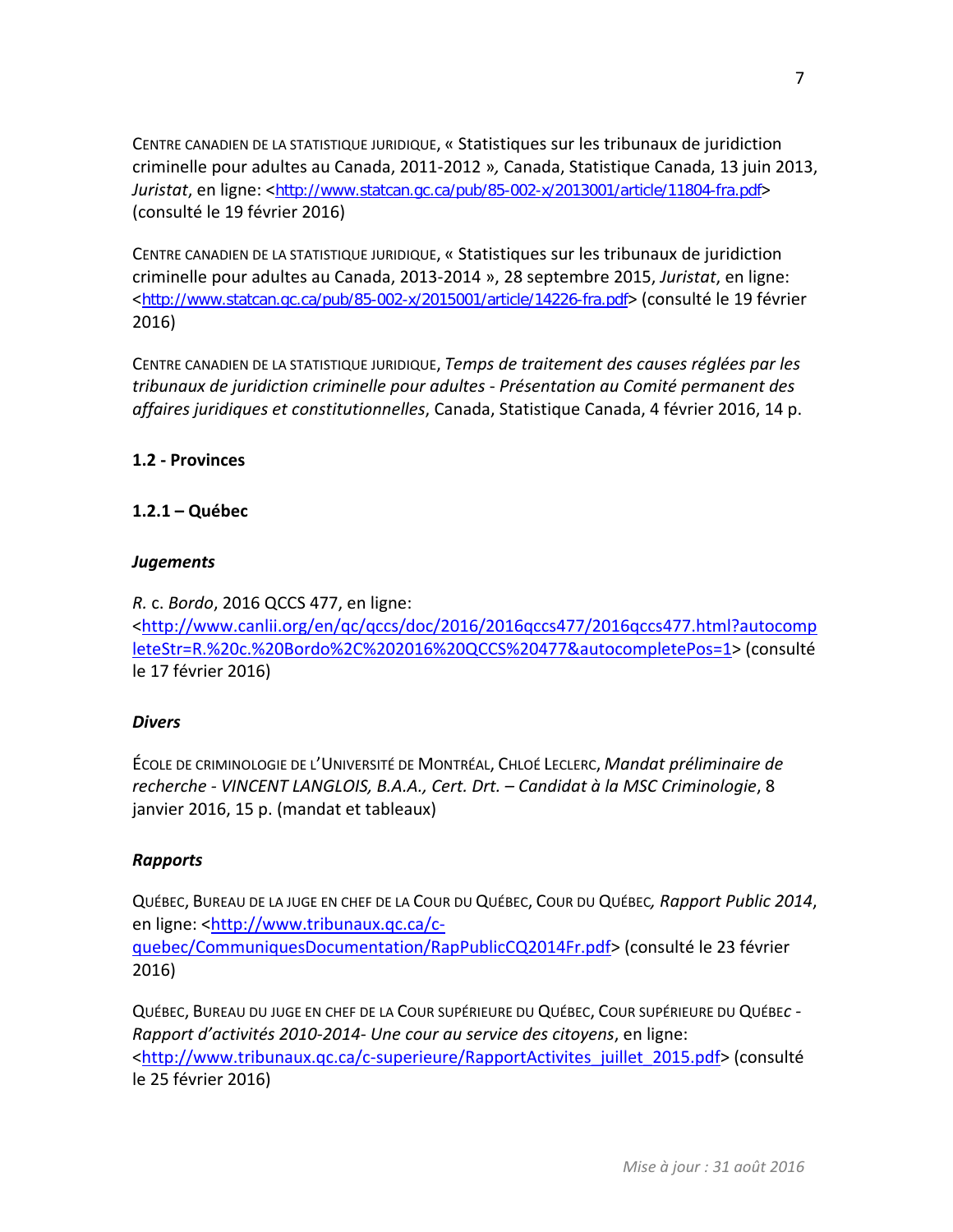CENTRE CANADIEN DE LA STATISTIQUE JURIDIQUE, « Statistiques sur les tribunaux de juridiction criminelle pour adultes au Canada, 2011-2012 », Canada, Statistique Canada, 13 juin 2013, *Juristat*, en ligne: <http://www.statcan.gc.ca/pub/85-002-x/2013001/article/11804-fra.pdf> (consulté le 19 février 2016)

CENTRE CANADIEN DE LA STATISTIQUE JURIDIQUE, « Statistiques sur les tribunaux de juridiction criminelle pour adultes au Canada, 2013-2014 », 28 septembre 2015, *Juristat*, en ligne: <http://www.statcan.gc.ca/pub/85-002-x/2015001/article/14226-fra.pdf> (consulté le 19 février 2016)

CENTRE CANADIEN DE LA STATISTIQUE JURIDIQUE, *Temps de traitement des causes réglées par les tribunaux de juridiction criminelle pour adultes - Présentation au Comité permanent des affaires juridiques et constitutionnelles*, Canada, Statistique Canada, 4 février 2016, 14 p.

### 1.2 - Provinces

#### 1.2.1 – Québec

***Jugements***

*R.* c. *Bordo*, 2016 QCCS 477, en ligne: <http://www.canlii.org/en/qc/qccs/doc/2016/2016qccs477/2016qccs477.html?autocompleteStr=R.%20c.%20Bordo%2C%202016%20QCCS%20477&autocompletePos=1> (consulté le 17 février 2016)

***Divers***

ÉCOLE DE CRIMINOLOGIE DE L'UNIVERSITÉ DE MONTRÉAL, CHLOÉ LECLERC, *Mandat préliminaire de recherche - VINCENT LANGLOIS, B.A.A., Cert. Drt. – Candidat à la MSC Criminologie*, 8 janvier 2016, 15 p. (mandat et tableaux)

***Rapports***

QUÉBEC, BUREAU DE LA JUGE EN CHEF DE LA COUR DU QUÉBEC, COUR DU QUÉBEC*, Rapport Public 2014*, en ligne: <http://www.tribunaux.qc.ca/c-quebec/CommuniquesDocumentation/RapPublicCQ2014Fr.pdf> (consulté le 23 février 2016)

QUÉBEC, BUREAU DU JUGE EN CHEF DE LA COUR SUPÉRIEURE DU QUÉBEC, COUR SUPÉRIEURE DU QUÉBEC *- Rapport d'activités 2010-2014- Une cour au service des citoyens*, en ligne: <http://www.tribunaux.qc.ca/c-superieure/RapportActivites_juillet_2015.pdf> (consulté le 25 février 2016)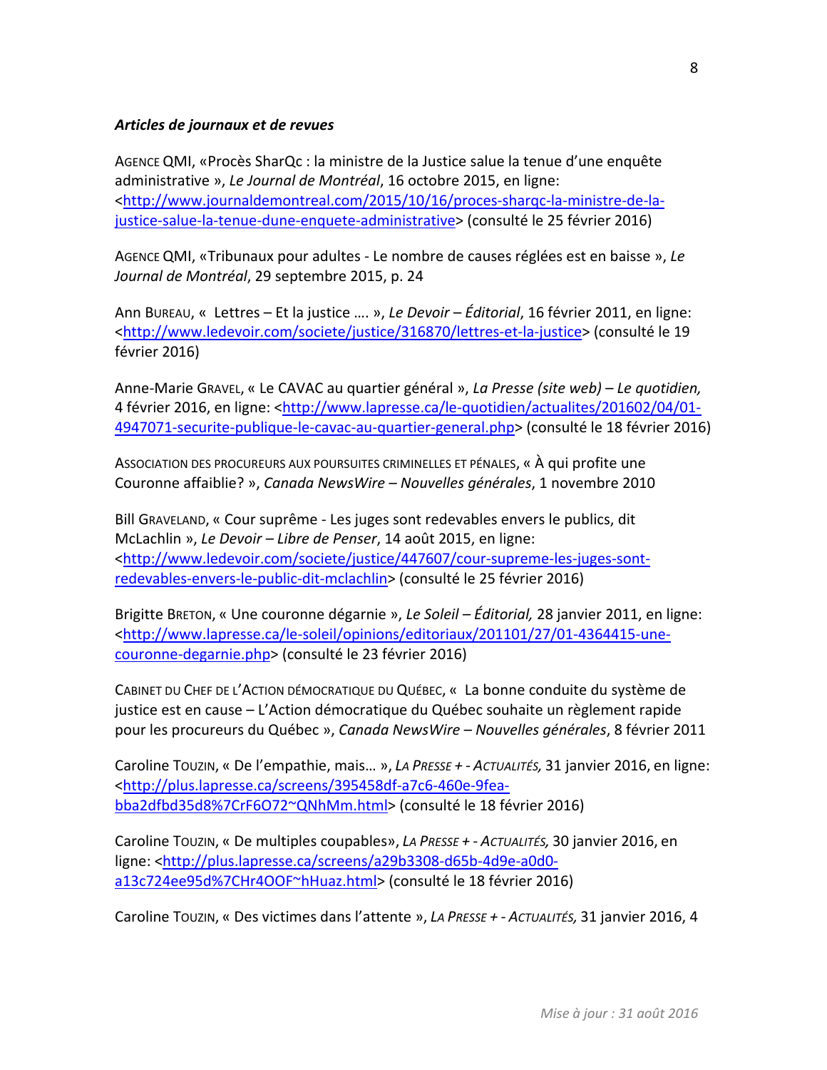### *Articles de journaux et de revues*

AGENCE QMI, «Procès SharQc : la ministre de la Justice salue la tenue d'une enquête administrative », *Le Journal de Montréal*, 16 octobre 2015, en ligne: <http://www.journaldemontreal.com/2015/10/16/proces-sharqc-la-ministre-de-la-justice-salue-la-tenue-dune-enquete-administrative> (consulté le 25 février 2016)

AGENCE QMI, «Tribunaux pour adultes - Le nombre de causes réglées est en baisse », *Le Journal de Montréal*, 29 septembre 2015, p. 24

Ann BUREAU, « Lettres – Et la justice …. », *Le Devoir – Éditorial*, 16 février 2011, en ligne: <http://www.ledevoir.com/societe/justice/316870/lettres-et-la-justice> (consulté le 19 février 2016)

Anne-Marie GRAVEL, « Le CAVAC au quartier général », *La Presse (site web) – Le quotidien,* 4 février 2016, en ligne: <http://www.lapresse.ca/le-quotidien/actualites/201602/04/01-4947071-securite-publique-le-cavac-au-quartier-general.php> (consulté le 18 février 2016)

ASSOCIATION DES PROCUREURS AUX POURSUITES CRIMINELLES ET PÉNALES, « À qui profite une Couronne affaiblie? », *Canada NewsWire – Nouvelles générales*, 1 novembre 2010

Bill GRAVELAND, « Cour suprême - Les juges sont redevables envers le publics, dit McLachlin », *Le Devoir – Libre de Penser*, 14 août 2015, en ligne: <http://www.ledevoir.com/societe/justice/447607/cour-supreme-les-juges-sont-redevables-envers-le-public-dit-mclachlin> (consulté le 25 février 2016)

Brigitte BRETON, « Une couronne dégarnie », *Le Soleil – Éditorial,* 28 janvier 2011, en ligne: <http://www.lapresse.ca/le-soleil/opinions/editoriaux/201101/27/01-4364415-une-couronne-degarnie.php> (consulté le 23 février 2016)

CABINET DU CHEF DE L'ACTION DÉMOCRATIQUE DU QUÉBEC, « La bonne conduite du système de justice est en cause – L'Action démocratique du Québec souhaite un règlement rapide pour les procureurs du Québec », *Canada NewsWire – Nouvelles générales*, 8 février 2011

Caroline TOUZIN, « De l'empathie, mais… », *LA PRESSE + - ACTUALITÉS,* 31 janvier 2016, en ligne: <http://plus.lapresse.ca/screens/395458df-a7c6-460e-9fea-bba2dfbd35d8%7CrF6O72~QNhMm.html> (consulté le 18 février 2016)

Caroline TOUZIN, « De multiples coupables», *LA PRESSE + - ACTUALITÉS,* 30 janvier 2016, en ligne: <http://plus.lapresse.ca/screens/a29b3308-d65b-4d9e-a0d0-a13c724ee95d%7CHr4OOF~hHuaz.html> (consulté le 18 février 2016)

Caroline TOUZIN, « Des victimes dans l'attente », *LA PRESSE + - ACTUALITÉS,* 31 janvier 2016, 4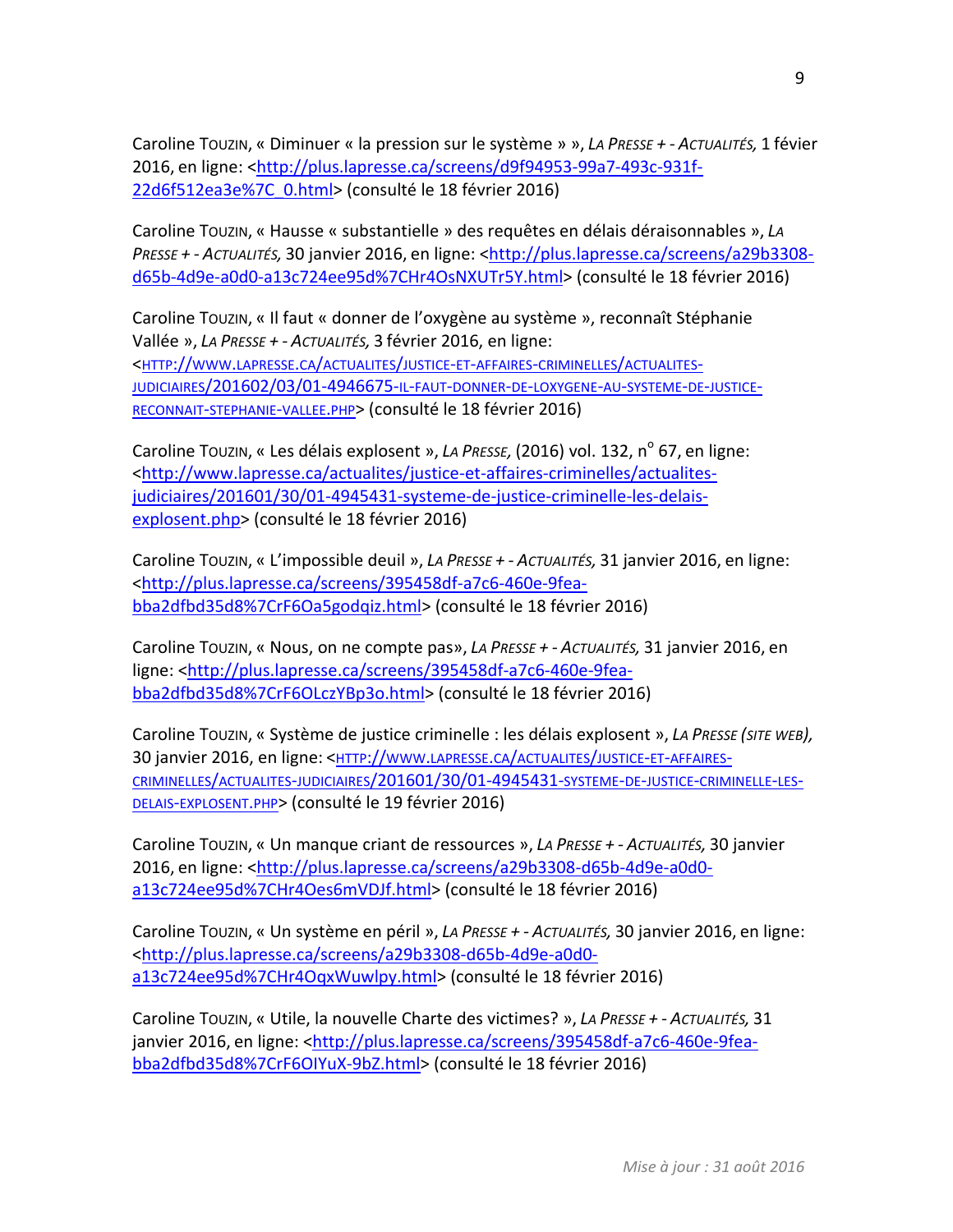Caroline TOUZIN, « Diminuer « la pression sur le système » », *LA PRESSE + - ACTUALITÉS,* 1 févier 2016, en ligne: <http://plus.lapresse.ca/screens/d9f94953-99a7-493c-931f-22d6f512ea3e%7C_0.html> (consulté le 18 février 2016)

Caroline TOUZIN, « Hausse « substantielle » des requêtes en délais déraisonnables », *LA PRESSE + - ACTUALITÉS,* 30 janvier 2016, en ligne: <http://plus.lapresse.ca/screens/a29b3308-d65b-4d9e-a0d0-a13c724ee95d%7CHr4OsNXUTr5Y.html> (consulté le 18 février 2016)

Caroline TOUZIN, « Il faut « donner de l'oxygène au système », reconnaît Stéphanie Vallée », *LA PRESSE + - ACTUALITÉS,* 3 février 2016, en ligne: <HTTP://WWW.LAPRESSE.CA/ACTUALITES/JUSTICE-ET-AFFAIRES-CRIMINELLES/ACTUALITES-JUDICIAIRES/201602/03/01-4946675-IL-FAUT-DONNER-DE-LOXYGENE-AU-SYSTEME-DE-JUSTICE-RECONNAIT-STEPHANIE-VALLEE.PHP> (consulté le 18 février 2016)

Caroline TOUZIN, « Les délais explosent », *LA PRESSE,* (2016) vol. 132, n° 67, en ligne: <http://www.lapresse.ca/actualites/justice-et-affaires-criminelles/actualites-judiciaires/201601/30/01-4945431-systeme-de-justice-criminelle-les-delais-explosent.php> (consulté le 18 février 2016)

Caroline TOUZIN, « L'impossible deuil », *LA PRESSE + - ACTUALITÉS,* 31 janvier 2016, en ligne: <http://plus.lapresse.ca/screens/395458df-a7c6-460e-9fea-bba2dfbd35d8%7CrF6Oa5godqiz.html> (consulté le 18 février 2016)

Caroline TOUZIN, « Nous, on ne compte pas», *LA PRESSE + - ACTUALITÉS,* 31 janvier 2016, en ligne: <http://plus.lapresse.ca/screens/395458df-a7c6-460e-9fea-bba2dfbd35d8%7CrF6OLczYBp3o.html> (consulté le 18 février 2016)

Caroline TOUZIN, « Système de justice criminelle : les délais explosent », *LA PRESSE (SITE WEB),* 30 janvier 2016, en ligne: <HTTP://WWW.LAPRESSE.CA/ACTUALITES/JUSTICE-ET-AFFAIRES-CRIMINELLES/ACTUALITES-JUDICIAIRES/201601/30/01-4945431-SYSTEME-DE-JUSTICE-CRIMINELLE-LES-DELAIS-EXPLOSENT.PHP> (consulté le 19 février 2016)

Caroline TOUZIN, « Un manque criant de ressources », *LA PRESSE + - ACTUALITÉS,* 30 janvier 2016, en ligne: <http://plus.lapresse.ca/screens/a29b3308-d65b-4d9e-a0d0-a13c724ee95d%7CHr4Oes6mVDJf.html> (consulté le 18 février 2016)

Caroline TOUZIN, « Un système en péril », *LA PRESSE + - ACTUALITÉS,* 30 janvier 2016, en ligne: <http://plus.lapresse.ca/screens/a29b3308-d65b-4d9e-a0d0-a13c724ee95d%7CHr4OqxWuwlpy.html> (consulté le 18 février 2016)

Caroline TOUZIN, « Utile, la nouvelle Charte des victimes? », *LA PRESSE + - ACTUALITÉS,* 31 janvier 2016, en ligne: <http://plus.lapresse.ca/screens/395458df-a7c6-460e-9fea-bba2dfbd35d8%7CrF6OIYuX-9bZ.html> (consulté le 18 février 2016)

*Mise à jour : 31 août 2016*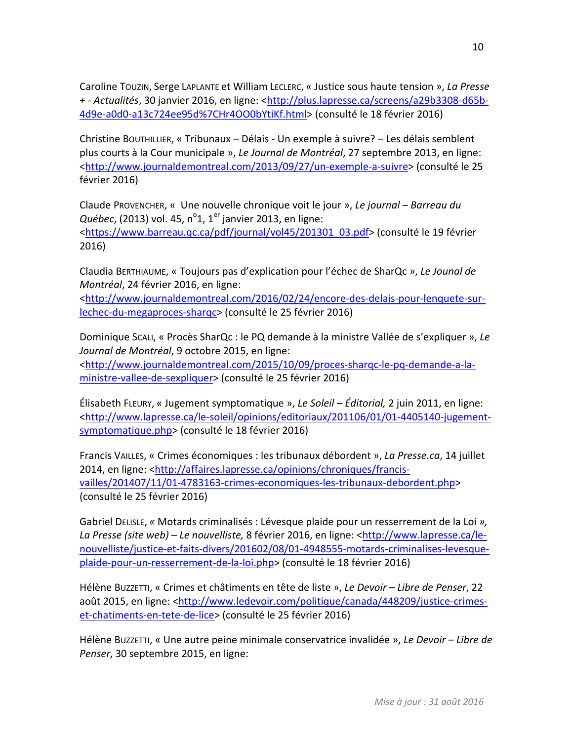Caroline TOUZIN, Serge LAPLANTE et William LECLERC, « Justice sous haute tension », *La Presse + - Actualités*, 30 janvier 2016, en ligne: <http://plus.lapresse.ca/screens/a29b3308-d65b-4d9e-a0d0-a13c724ee95d%7CHr4OO0bYtiKf.html> (consulté le 18 février 2016)

Christine BOUTHILLIER, « Tribunaux – Délais - Un exemple à suivre? – Les délais semblent plus courts à la Cour municipale », *Le Journal de Montréal*, 27 septembre 2013, en ligne: <http://www.journaldemontreal.com/2013/09/27/un-exemple-a-suivre> (consulté le 25 février 2016)

Claude PROVENCHER, «  Une nouvelle chronique voit le jour », *Le journal – Barreau du Québec*, (2013) vol. 45, n°1, 1er janvier 2013, en ligne: <https://www.barreau.qc.ca/pdf/journal/vol45/201301_03.pdf> (consulté le 19 février 2016)

Claudia BERTHIAUME, « Toujours pas d'explication pour l'échec de SharQc », *Le Jounal de Montréal*, 24 février 2016, en ligne: <http://www.journaldemontreal.com/2016/02/24/encore-des-delais-pour-lenquete-sur-lechec-du-megaproces-sharqc> (consulté le 25 février 2016)

Dominique SCALI, « Procès SharQc : le PQ demande à la ministre Vallée de s'expliquer », *Le Journal de Montréal*, 9 octobre 2015, en ligne: <http://www.journaldemontreal.com/2015/10/09/proces-sharqc-le-pq-demande-a-la-ministre-vallee-de-sexpliquer> (consulté le 25 février 2016)

Élisabeth FLEURY, « Jugement symptomatique », *Le Soleil – Éditorial,* 2 juin 2011, en ligne: <http://www.lapresse.ca/le-soleil/opinions/editoriaux/201106/01/01-4405140-jugement-symptomatique.php> (consulté le 18 février 2016)

Francis VAILLES, « Crimes économiques : les tribunaux débordent », *La Presse.ca*, 14 juillet 2014, en ligne: <http://affaires.lapresse.ca/opinions/chroniques/francis-vailles/201407/11/01-4783163-crimes-economiques-les-tribunaux-debordent.php> (consulté le 25 février 2016)

Gabriel DELISLE, *«* Motards criminalisés : Lévesque plaide pour un resserrement de la Loi *», La Presse (site web) – Le nouvelliste,* 8 février 2016, en ligne: <http://www.lapresse.ca/le-nouvelliste/justice-et-faits-divers/201602/08/01-4948555-motards-criminalises-levesque-plaide-pour-un-resserrement-de-la-loi.php> (consulté le 18 février 2016)

Hélène BUZZETTI, « Crimes et châtiments en tête de liste », *Le Devoir – Libre de Penser*, 22 août 2015, en ligne: <http://www.ledevoir.com/politique/canada/448209/justice-crimes-et-chatiments-en-tete-de-lice> (consulté le 25 février 2016)

Hélène BUZZETTI, « Une autre peine minimale conservatrice invalidée », *Le Devoir – Libre de Penser*, 30 septembre 2015, en ligne: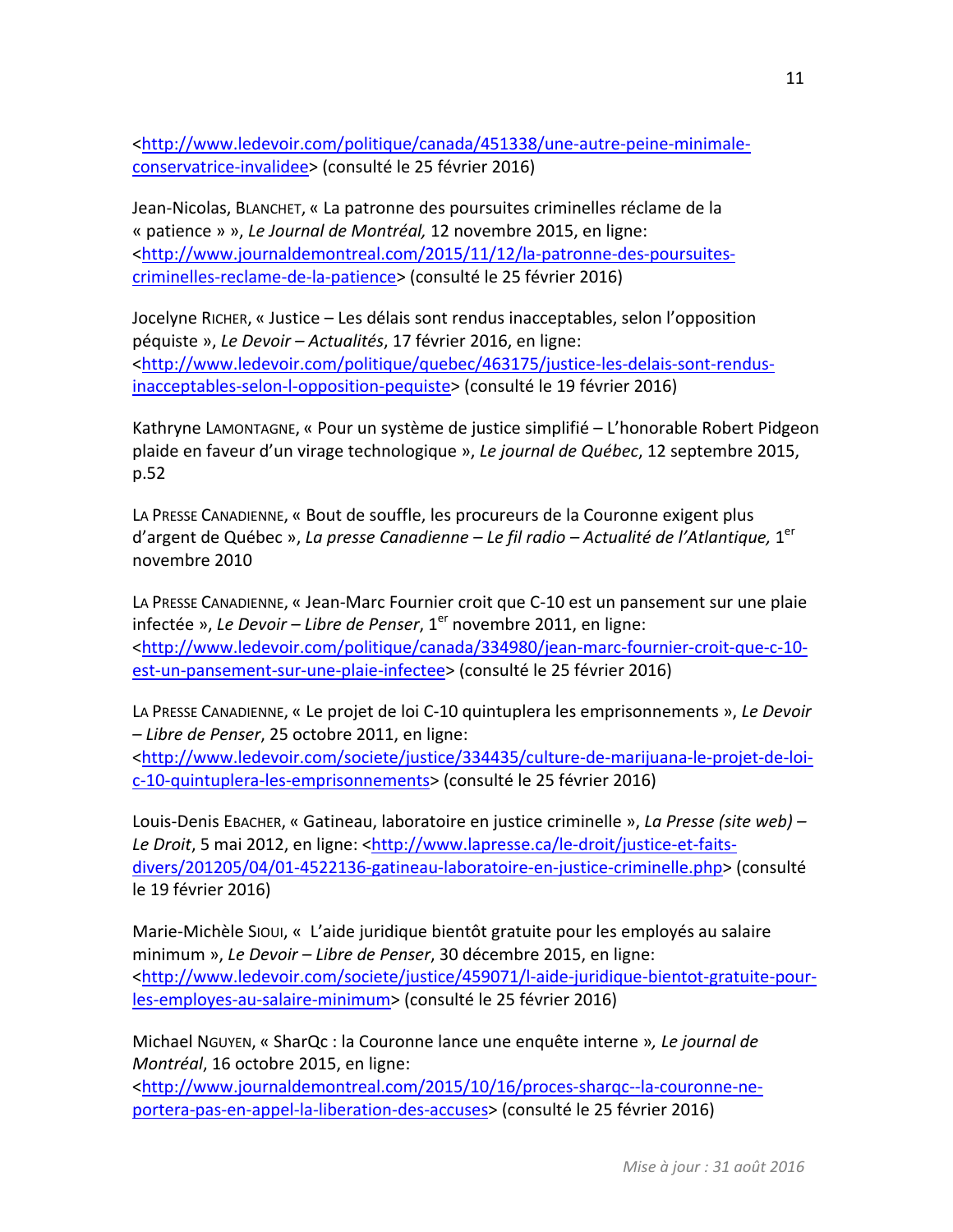<http://www.ledevoir.com/politique/canada/451338/une-autre-peine-minimale-conservatrice-invalidee> (consulté le 25 février 2016)

Jean-Nicolas, BLANCHET, « La patronne des poursuites criminelles réclame de la « patience » », *Le Journal de Montréal,* 12 novembre 2015, en ligne: <http://www.journaldemontreal.com/2015/11/12/la-patronne-des-poursuites-criminelles-reclame-de-la-patience> (consulté le 25 février 2016)

Jocelyne RICHER, « Justice – Les délais sont rendus inacceptables, selon l'opposition péquiste », *Le Devoir – Actualités*, 17 février 2016, en ligne: <http://www.ledevoir.com/politique/quebec/463175/justice-les-delais-sont-rendus-inacceptables-selon-l-opposition-pequiste> (consulté le 19 février 2016)

Kathryne LAMONTAGNE, « Pour un système de justice simplifié – L'honorable Robert Pidgeon plaide en faveur d'un virage technologique », *Le journal de Québec*, 12 septembre 2015, p.52

LA PRESSE CANADIENNE, « Bout de souffle, les procureurs de la Couronne exigent plus d'argent de Québec », *La presse Canadienne – Le fil radio – Actualité de l'Atlantique,* 1er novembre 2010

LA PRESSE CANADIENNE, « Jean-Marc Fournier croit que C-10 est un pansement sur une plaie infectée », *Le Devoir – Libre de Penser*, 1er novembre 2011, en ligne: <http://www.ledevoir.com/politique/canada/334980/jean-marc-fournier-croit-que-c-10-est-un-pansement-sur-une-plaie-infectee> (consulté le 25 février 2016)

LA PRESSE CANADIENNE, « Le projet de loi C-10 quintuplera les emprisonnements », *Le Devoir – Libre de Penser*, 25 octobre 2011, en ligne: <http://www.ledevoir.com/societe/justice/334435/culture-de-marijuana-le-projet-de-loi-c-10-quintuplera-les-emprisonnements> (consulté le 25 février 2016)

Louis-Denis EBACHER, « Gatineau, laboratoire en justice criminelle », *La Presse (site web) – Le Droit*, 5 mai 2012, en ligne: <http://www.lapresse.ca/le-droit/justice-et-faits-divers/201205/04/01-4522136-gatineau-laboratoire-en-justice-criminelle.php> (consulté le 19 février 2016)

Marie-Michèle SIOUI, « L'aide juridique bientôt gratuite pour les employés au salaire minimum », *Le Devoir – Libre de Penser*, 30 décembre 2015, en ligne: <http://www.ledevoir.com/societe/justice/459071/l-aide-juridique-bientot-gratuite-pour-les-employes-au-salaire-minimum> (consulté le 25 février 2016)

Michael NGUYEN, « SharQc : la Couronne lance une enquête interne », *Le journal de Montréal*, 16 octobre 2015, en ligne: <http://www.journaldemontreal.com/2015/10/16/proces-sharqc--la-couronne-ne-portera-pas-en-appel-la-liberation-des-accuses> (consulté le 25 février 2016)

*Mise à jour : 31 août 2016*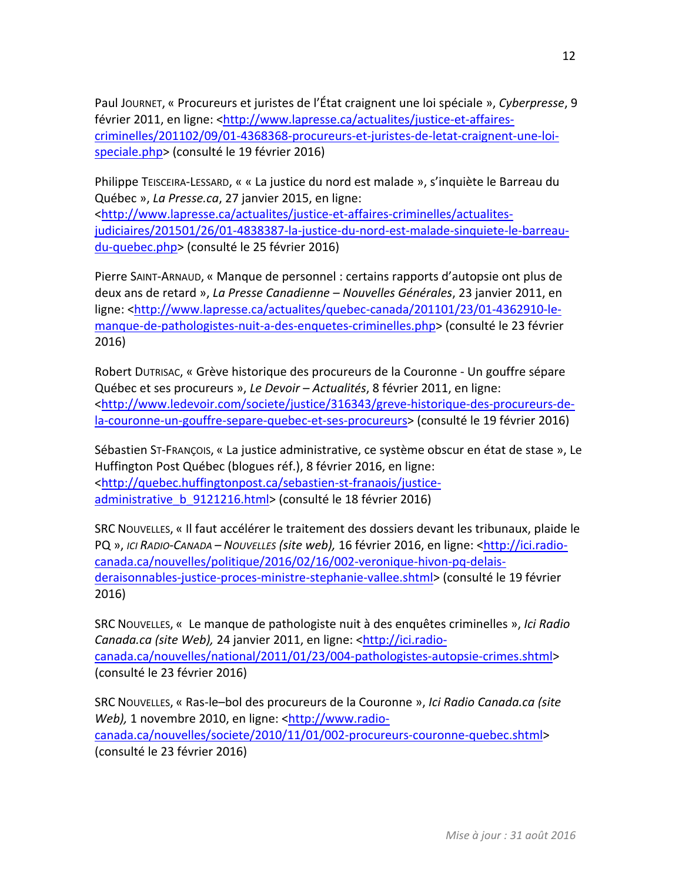Paul JOURNET, « Procureurs et juristes de l'État craignent une loi spéciale », *Cyberpresse*, 9 février 2011, en ligne: <http://www.lapresse.ca/actualites/justice-et-affaires-criminelles/201102/09/01-4368368-procureurs-et-juristes-de-letat-craignent-une-loi-speciale.php> (consulté le 19 février 2016)

Philippe TEISCEIRA-LESSARD, « « La justice du nord est malade », s'inquiète le Barreau du Québec », *La Presse.ca*, 27 janvier 2015, en ligne: <http://www.lapresse.ca/actualites/justice-et-affaires-criminelles/actualites-judiciaires/201501/26/01-4838387-la-justice-du-nord-est-malade-sinquiete-le-barreau-du-quebec.php> (consulté le 25 février 2016)

Pierre SAINT-ARNAUD, « Manque de personnel : certains rapports d'autopsie ont plus de deux ans de retard », *La Presse Canadienne – Nouvelles Générales*, 23 janvier 2011, en ligne: <http://www.lapresse.ca/actualites/quebec-canada/201101/23/01-4362910-le-manque-de-pathologistes-nuit-a-des-enquetes-criminelles.php> (consulté le 23 février 2016)

Robert DUTRISAC, « Grève historique des procureurs de la Couronne - Un gouffre sépare Québec et ses procureurs », *Le Devoir – Actualités*, 8 février 2011, en ligne: <http://www.ledevoir.com/societe/justice/316343/greve-historique-des-procureurs-de-la-couronne-un-gouffre-separe-quebec-et-ses-procureurs> (consulté le 19 février 2016)

Sébastien ST-FRANÇOIS, « La justice administrative, ce système obscur en état de stase », Le Huffington Post Québec (blogues réf.), 8 février 2016, en ligne: <http://quebec.huffingtonpost.ca/sebastien-st-franaois/justice-administrative_b_9121216.html> (consulté le 18 février 2016)

SRC NOUVELLES, « Il faut accélérer le traitement des dossiers devant les tribunaux, plaide le PQ », *ICI RADIO-CANADA – NOUVELLES (site web),* 16 février 2016, en ligne: <http://ici.radio-canada.ca/nouvelles/politique/2016/02/16/002-veronique-hivon-pq-delais-deraisonnables-justice-proces-ministre-stephanie-vallee.shtml> (consulté le 19 février 2016)

SRC NOUVELLES, « Le manque de pathologiste nuit à des enquêtes criminelles », *Ici Radio Canada.ca (site Web),* 24 janvier 2011, en ligne: <http://ici.radio-canada.ca/nouvelles/national/2011/01/23/004-pathologistes-autopsie-crimes.shtml> (consulté le 23 février 2016)

SRC NOUVELLES, « Ras-le–bol des procureurs de la Couronne », *Ici Radio Canada.ca (site Web),* 1 novembre 2010, en ligne: <http://www.radio-canada.ca/nouvelles/societe/2010/11/01/002-procureurs-couronne-quebec.shtml> (consulté le 23 février 2016)

*Mise à jour : 31 août 2016*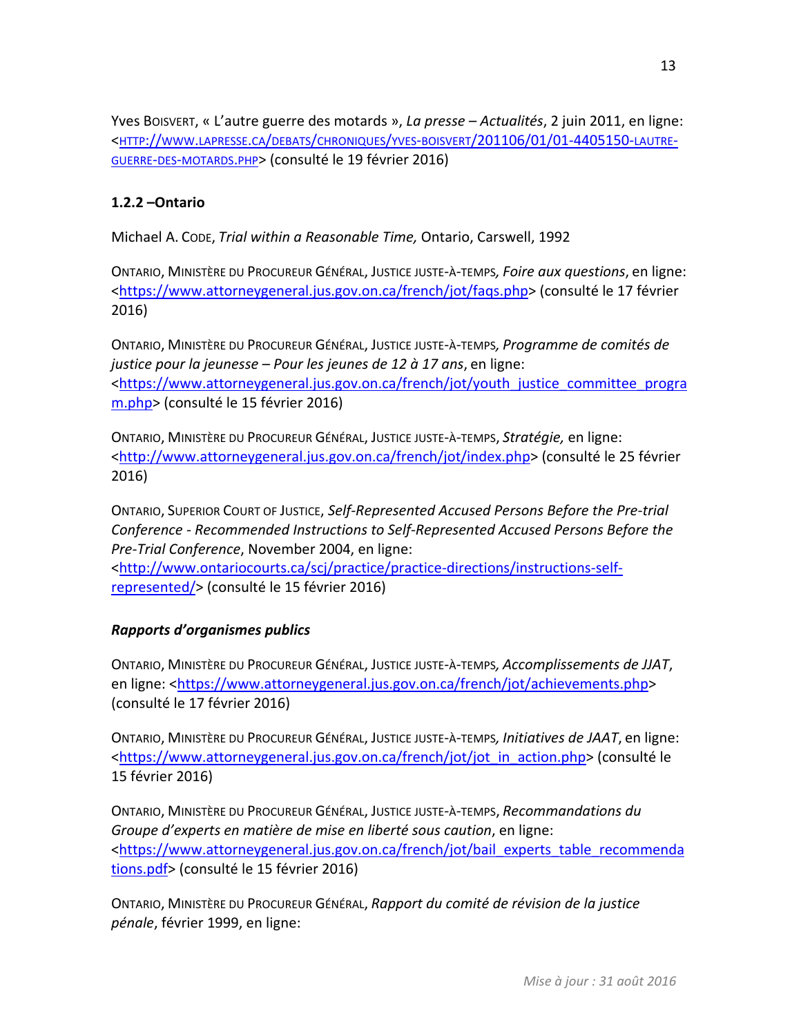Yves BOISVERT, « L'autre guerre des motards », *La presse – Actualités*, 2 juin 2011, en ligne: <HTTP://WWW.LAPRESSE.CA/DEBATS/CHRONIQUES/YVES-BOISVERT/201106/01/01-4405150-LAUTRE-GUERRE-DES-MOTARDS.PHP> (consulté le 19 février 2016)

### 1.2.2 –Ontario

Michael A. CODE, *Trial within a Reasonable Time,* Ontario, Carswell, 1992

ONTARIO, MINISTÈRE DU PROCUREUR GÉNÉRAL, JUSTICE JUSTE-À-TEMPS*, Foire aux questions*, en ligne: <https://www.attorneygeneral.jus.gov.on.ca/french/jot/faqs.php> (consulté le 17 février 2016)

ONTARIO, MINISTÈRE DU PROCUREUR GÉNÉRAL, JUSTICE JUSTE-À-TEMPS*, Programme de comités de justice pour la jeunesse – Pour les jeunes de 12 à 17 ans*, en ligne: <https://www.attorneygeneral.jus.gov.on.ca/french/jot/youth_justice_committee_program.php> (consulté le 15 février 2016)

ONTARIO, MINISTÈRE DU PROCUREUR GÉNÉRAL, JUSTICE JUSTE-À-TEMPS, *Stratégie,* en ligne: <http://www.attorneygeneral.jus.gov.on.ca/french/jot/index.php> (consulté le 25 février 2016)

ONTARIO, SUPERIOR COURT OF JUSTICE, *Self-Represented Accused Persons Before the Pre-trial Conference - Recommended Instructions to Self-Represented Accused Persons Before the Pre-Trial Conference*, November 2004, en ligne: <http://www.ontariocourts.ca/scj/practice/practice-directions/instructions-self-represented/> (consulté le 15 février 2016)

#### ***Rapports d'organismes publics***

ONTARIO, MINISTÈRE DU PROCUREUR GÉNÉRAL, JUSTICE JUSTE-À-TEMPS*, Accomplissements de JJAT*, en ligne: <https://www.attorneygeneral.jus.gov.on.ca/french/jot/achievements.php> (consulté le 17 février 2016)

ONTARIO, MINISTÈRE DU PROCUREUR GÉNÉRAL, JUSTICE JUSTE-À-TEMPS*, Initiatives de JAAT*, en ligne: <https://www.attorneygeneral.jus.gov.on.ca/french/jot/jot_in_action.php> (consulté le 15 février 2016)

ONTARIO, MINISTÈRE DU PROCUREUR GÉNÉRAL, JUSTICE JUSTE-À-TEMPS, *Recommandations du Groupe d'experts en matière de mise en liberté sous caution*, en ligne: <https://www.attorneygeneral.jus.gov.on.ca/french/jot/bail_experts_table_recommendations.pdf> (consulté le 15 février 2016)

ONTARIO, MINISTÈRE DU PROCUREUR GÉNÉRAL, *Rapport du comité de révision de la justice pénale*, février 1999, en ligne: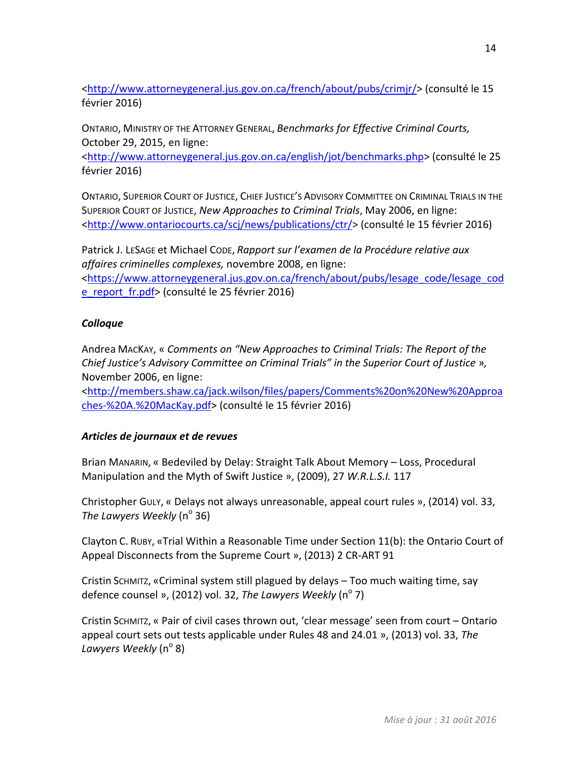<http://www.attorneygeneral.jus.gov.on.ca/french/about/pubs/crimjr/> (consulté le 15 février 2016)

ONTARIO, MINISTRY OF THE ATTORNEY GENERAL, *Benchmarks for Effective Criminal Courts,* October 29, 2015, en ligne: <http://www.attorneygeneral.jus.gov.on.ca/english/jot/benchmarks.php> (consulté le 25 février 2016)

ONTARIO, SUPERIOR COURT OF JUSTICE, CHIEF JUSTICE'S ADVISORY COMMITTEE ON CRIMINAL TRIALS IN THE SUPERIOR COURT OF JUSTICE, *New Approaches to Criminal Trials*, May 2006, en ligne: <http://www.ontariocourts.ca/scj/news/publications/ctr/> (consulté le 15 février 2016)

Patrick J. LESAGE et Michael CODE, *Rapport sur l'examen de la Procédure relative aux affaires criminelles complexes,* novembre 2008, en ligne: <https://www.attorneygeneral.jus.gov.on.ca/french/about/pubs/lesage_code/lesage_code_report_fr.pdf> (consulté le 25 février 2016)

### *Colloque*

Andrea MACKAY, « *Comments on "New Approaches to Criminal Trials: The Report of the Chief Justice's Advisory Committee on Criminal Trials" in the Superior Court of Justice* », November 2006, en ligne: <http://members.shaw.ca/jack.wilson/files/papers/Comments%20on%20New%20Approaches-%20A.%20MacKay.pdf> (consulté le 15 février 2016)

### *Articles de journaux et de revues*

Brian MANARIN, « Bedeviled by Delay: Straight Talk About Memory – Loss, Procedural Manipulation and the Myth of Swift Justice », (2009), 27 *W.R.L.S.I.* 117

Christopher GULY, « Delays not always unreasonable, appeal court rules », (2014) vol. 33, *The Lawyers Weekly* (n° 36)

Clayton C. RUBY, «Trial Within a Reasonable Time under Section 11(b): the Ontario Court of Appeal Disconnects from the Supreme Court », (2013) 2 CR-ART 91

Cristin SCHMITZ, «Criminal system still plagued by delays – Too much waiting time, say defence counsel », (2012) vol. 32, *The Lawyers Weekly* (n° 7)

Cristin SCHMITZ, « Pair of civil cases thrown out, 'clear message' seen from court – Ontario appeal court sets out tests applicable under Rules 48 and 24.01 », (2013) vol. 33, *The Lawyers Weekly* (n° 8)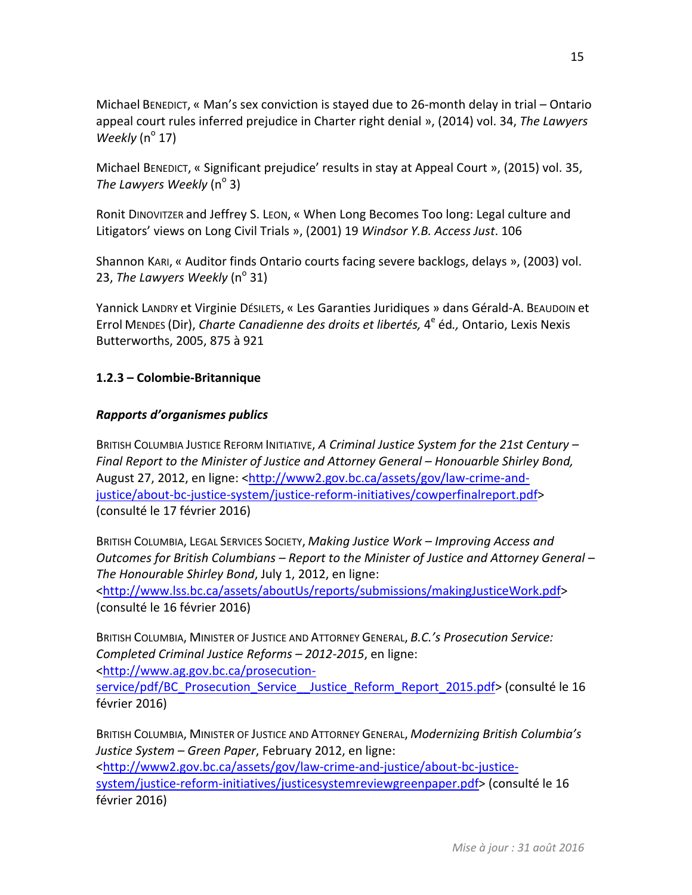Michael BENEDICT, « Man's sex conviction is stayed due to 26-month delay in trial – Ontario appeal court rules inferred prejudice in Charter right denial », (2014) vol. 34, *The Lawyers Weekly* (n° 17)

Michael BENEDICT, « Significant prejudice' results in stay at Appeal Court », (2015) vol. 35, *The Lawyers Weekly* (n° 3)

Ronit DINOVITZER and Jeffrey S. LEON, « When Long Becomes Too long: Legal culture and Litigators' views on Long Civil Trials », (2001) 19 *Windsor Y.B. Access Just*. 106

Shannon KARI, « Auditor finds Ontario courts facing severe backlogs, delays », (2003) vol. 23, *The Lawyers Weekly* (n° 31)

Yannick LANDRY et Virginie DÉSILETS, « Les Garanties Juridiques » dans Gérald-A. BEAUDOIN et Errol MENDES (Dir), *Charte Canadienne des droits et libertés,* 4e éd*.,* Ontario, Lexis Nexis Butterworths, 2005, 875 à 921

**1.2.3 – Colombie-Britannique**

***Rapports d'organismes publics***

BRITISH COLUMBIA JUSTICE REFORM INITIATIVE, *A Criminal Justice System for the 21st Century – Final Report to the Minister of Justice and Attorney General – Honouarble Shirley Bond,* August 27, 2012, en ligne: <http://www2.gov.bc.ca/assets/gov/law-crime-and-justice/about-bc-justice-system/justice-reform-initiatives/cowperfinalreport.pdf> (consulté le 17 février 2016)

BRITISH COLUMBIA, LEGAL SERVICES SOCIETY, *Making Justice Work – Improving Access and Outcomes for British Columbians – Report to the Minister of Justice and Attorney General – The Honourable Shirley Bond*, July 1, 2012, en ligne: <http://www.lss.bc.ca/assets/aboutUs/reports/submissions/makingJusticeWork.pdf> (consulté le 16 février 2016)

BRITISH COLUMBIA, MINISTER OF JUSTICE AND ATTORNEY GENERAL, *B.C.'s Prosecution Service: Completed Criminal Justice Reforms – 2012-2015*, en ligne: <http://www.ag.gov.bc.ca/prosecution-service/pdf/BC_Prosecution_Service__Justice_Reform_Report_2015.pdf> (consulté le 16 février 2016)

BRITISH COLUMBIA, MINISTER OF JUSTICE AND ATTORNEY GENERAL, *Modernizing British Columbia's Justice System – Green Paper*, February 2012, en ligne: <http://www2.gov.bc.ca/assets/gov/law-crime-and-justice/about-bc-justice-system/justice-reform-initiatives/justicesystemreviewgreenpaper.pdf> (consulté le 16 février 2016)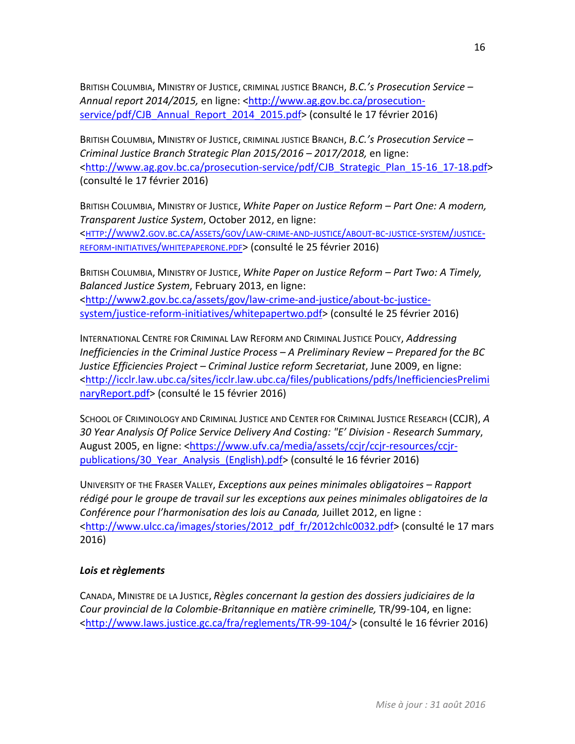British Columbia, Ministry of Justice, criminal justice Branch, *B.C.'s Prosecution Service – Annual report 2014/2015,* en ligne: <http://www.ag.gov.bc.ca/prosecution-service/pdf/CJB_Annual_Report_2014_2015.pdf> (consulté le 17 février 2016)

British Columbia, Ministry of Justice, criminal justice Branch, *B.C.'s Prosecution Service – Criminal Justice Branch Strategic Plan 2015/2016 – 2017/2018,* en ligne: <http://www.ag.gov.bc.ca/prosecution-service/pdf/CJB_Strategic_Plan_15-16_17-18.pdf> (consulté le 17 février 2016)

British Columbia, Ministry of Justice, *White Paper on Justice Reform – Part One: A modern, Transparent Justice System*, October 2012, en ligne: <HTTP://WWW2.GOV.BC.CA/ASSETS/GOV/LAW-CRIME-AND-JUSTICE/ABOUT-BC-JUSTICE-SYSTEM/JUSTICE-REFORM-INITIATIVES/WHITEPAPERONE.PDF> (consulté le 25 février 2016)

British Columbia, Ministry of Justice, *White Paper on Justice Reform – Part Two: A Timely, Balanced Justice System*, February 2013, en ligne: <http://www2.gov.bc.ca/assets/gov/law-crime-and-justice/about-bc-justice-system/justice-reform-initiatives/whitepapertwo.pdf> (consulté le 25 février 2016)

International Centre for Criminal Law Reform and Criminal Justice Policy, *Addressing Inefficiencies in the Criminal Justice Process – A Preliminary Review – Prepared for the BC Justice Efficiencies Project – Criminal Justice reform Secretariat*, June 2009, en ligne: <http://icclr.law.ubc.ca/sites/icclr.law.ubc.ca/files/publications/pdfs/InefficienciesPreliminaryReport.pdf> (consulté le 15 février 2016)

School of Criminology and Criminal Justice and Center for Criminal Justice Research (CCJR), *A 30 Year Analysis Of Police Service Delivery And Costing: "E' Division - Research Summary*, August 2005, en ligne: <https://www.ufv.ca/media/assets/ccjr/ccjr-resources/ccjr-publications/30_Year_Analysis_(English).pdf> (consulté le 16 février 2016)

University of the Fraser Valley, *Exceptions aux peines minimales obligatoires – Rapport rédigé pour le groupe de travail sur les exceptions aux peines minimales obligatoires de la Conférence pour l'harmonisation des lois au Canada,* Juillet 2012, en ligne : <http://www.ulcc.ca/images/stories/2012_pdf_fr/2012chlc0032.pdf> (consulté le 17 mars 2016)

***Lois et règlements***

Canada, Ministre de la Justice, *Règles concernant la gestion des dossiers judiciaires de la Cour provincial de la Colombie-Britannique en matière criminelle,* TR/99-104, en ligne: <http://www.laws.justice.gc.ca/fra/reglements/TR-99-104/> (consulté le 16 février 2016)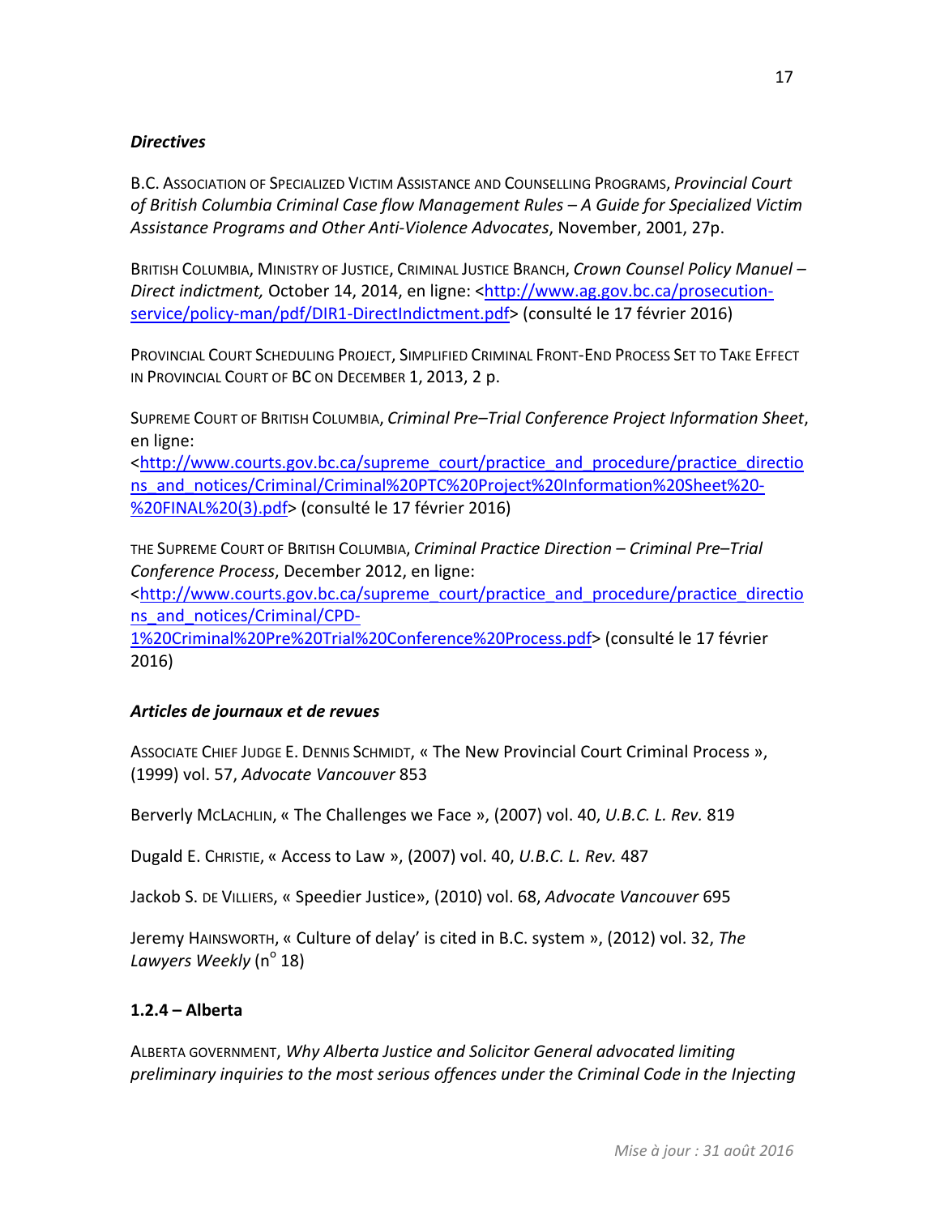***Directives***

B.C. Association of Specialized Victim Assistance and Counselling Programs, *Provincial Court of British Columbia Criminal Case flow Management Rules – A Guide for Specialized Victim Assistance Programs and Other Anti-Violence Advocates*, November, 2001, 27p.

British Columbia, Ministry of Justice, Criminal Justice Branch, *Crown Counsel Policy Manuel – Direct indictment,* October 14, 2014, en ligne: <http://www.ag.gov.bc.ca/prosecution-service/policy-man/pdf/DIR1-DirectIndictment.pdf> (consulté le 17 février 2016)

Provincial Court Scheduling Project, Simplified Criminal Front-End Process Set to Take Effect in Provincial Court of BC on December 1, 2013, 2 p.

Supreme Court of British Columbia, *Criminal Pre–Trial Conference Project Information Sheet*, en ligne: <http://www.courts.gov.bc.ca/supreme_court/practice_and_procedure/practice_directions_and_notices/Criminal/Criminal%20PTC%20Project%20Information%20Sheet%20-%20FINAL%20(3).pdf> (consulté le 17 février 2016)

The Supreme Court of British Columbia, *Criminal Practice Direction – Criminal Pre–Trial Conference Process*, December 2012, en ligne: <http://www.courts.gov.bc.ca/supreme_court/practice_and_procedure/practice_directions_and_notices/Criminal/CPD-1%20Criminal%20Pre%20Trial%20Conference%20Process.pdf> (consulté le 17 février 2016)

***Articles de journaux et de revues***

Associate Chief Judge E. Dennis Schmidt, « The New Provincial Court Criminal Process », (1999) vol. 57, *Advocate Vancouver* 853

Berverly McLachlin, « The Challenges we Face », (2007) vol. 40, *U.B.C. L. Rev.* 819

Dugald E. Christie, « Access to Law », (2007) vol. 40, *U.B.C. L. Rev.* 487

Jackob S. de Villiers, « Speedier Justice», (2010) vol. 68, *Advocate Vancouver* 695

Jeremy Hainsworth, « Culture of delay' is cited in B.C. system », (2012) vol. 32, *The Lawyers Weekly* (n° 18)

**1.2.4 – Alberta**

Alberta government, *Why Alberta Justice and Solicitor General advocated limiting preliminary inquiries to the most serious offences under the Criminal Code in the Injecting*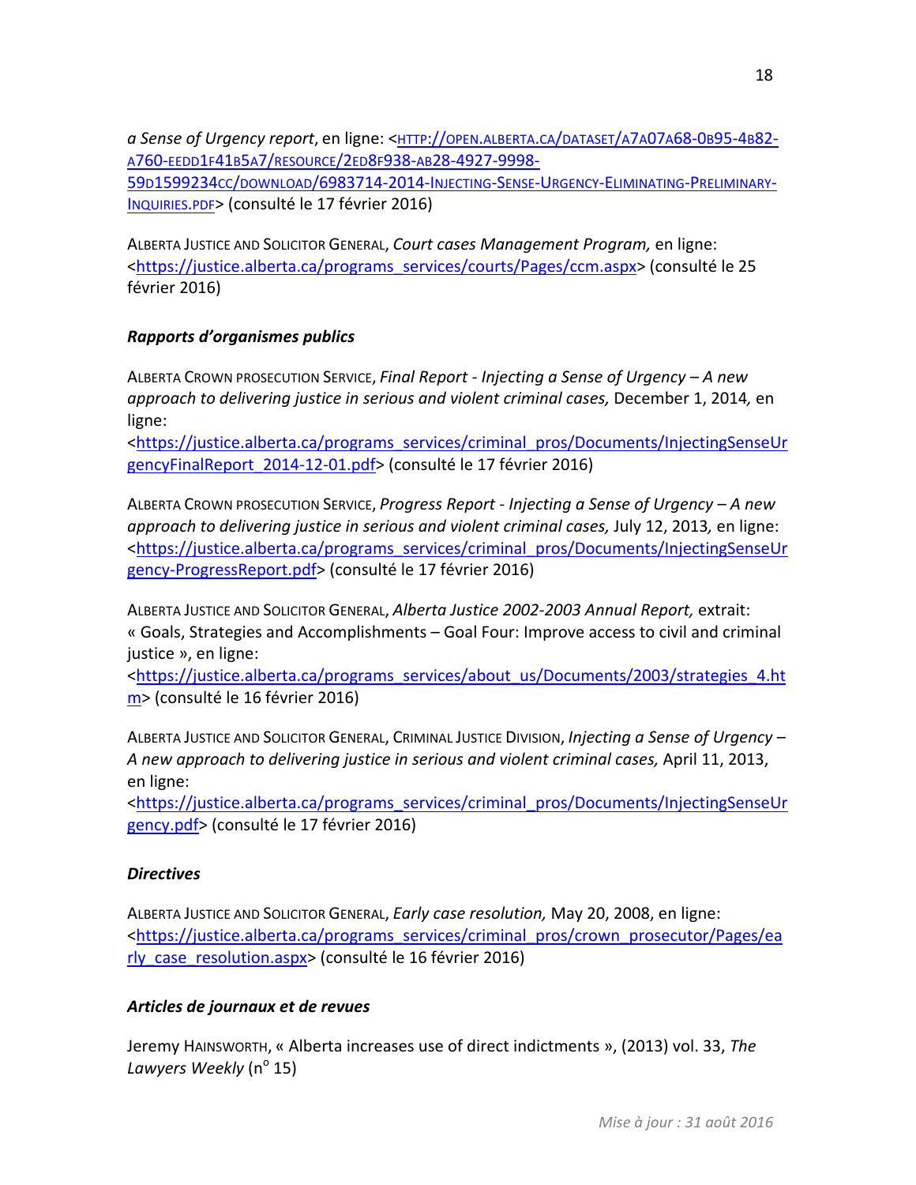*a Sense of Urgency report*, en ligne: <HTTP://OPEN.ALBERTA.CA/DATASET/A7A07A68-0B95-4B82-A760-EEDD1F41B5A7/RESOURCE/2ED8F938-AB28-4927-9998-59D1599234CC/DOWNLOAD/6983714-2014-INJECTING-SENSE-URGENCY-ELIMINATING-PRELIMINARY-INQUIRIES.PDF> (consulté le 17 février 2016)

ALBERTA JUSTICE AND SOLICITOR GENERAL, *Court cases Management Program,* en ligne: <https://justice.alberta.ca/programs_services/courts/Pages/ccm.aspx> (consulté le 25 février 2016)

### *Rapports d'organismes publics*

ALBERTA CROWN PROSECUTION SERVICE, *Final Report - Injecting a Sense of Urgency – A new approach to delivering justice in serious and violent criminal cases,* December 1, 2014*,* en ligne: <https://justice.alberta.ca/programs_services/criminal_pros/Documents/InjectingSenseUrgencyFinalReport_2014-12-01.pdf> (consulté le 17 février 2016)

ALBERTA CROWN PROSECUTION SERVICE, *Progress Report - Injecting a Sense of Urgency – A new approach to delivering justice in serious and violent criminal cases,* July 12, 2013*,* en ligne: <https://justice.alberta.ca/programs_services/criminal_pros/Documents/InjectingSenseUrgency-ProgressReport.pdf> (consulté le 17 février 2016)

ALBERTA JUSTICE AND SOLICITOR GENERAL, *Alberta Justice 2002-2003 Annual Report,* extrait: « Goals, Strategies and Accomplishments – Goal Four: Improve access to civil and criminal justice », en ligne: <https://justice.alberta.ca/programs_services/about_us/Documents/2003/strategies_4.htm> (consulté le 16 février 2016)

ALBERTA JUSTICE AND SOLICITOR GENERAL, CRIMINAL JUSTICE DIVISION, *Injecting a Sense of Urgency – A new approach to delivering justice in serious and violent criminal cases,* April 11, 2013, en ligne: <https://justice.alberta.ca/programs_services/criminal_pros/Documents/InjectingSenseUrgency.pdf> (consulté le 17 février 2016)

### *Directives*

ALBERTA JUSTICE AND SOLICITOR GENERAL, *Early case resolution,* May 20, 2008, en ligne: <https://justice.alberta.ca/programs_services/criminal_pros/crown_prosecutor/Pages/early_case_resolution.aspx> (consulté le 16 février 2016)

### *Articles de journaux et de revues*

Jeremy HAINSWORTH, « Alberta increases use of direct indictments », (2013) vol. 33, *The Lawyers Weekly* (n° 15)

*Mise à jour : 31 août 2016*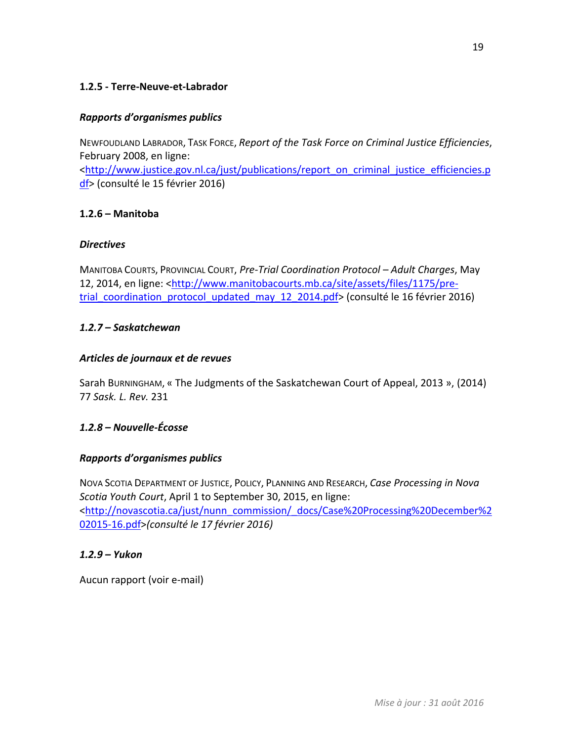### 1.2.5 - Terre-Neuve-et-Labrador

***Rapports d'organismes publics***

NEWFOUDLAND LABRADOR, TASK FORCE, *Report of the Task Force on Criminal Justice Efficiencies*, February 2008, en ligne: <http://www.justice.gov.nl.ca/just/publications/report_on_criminal_justice_efficiencies.pdf> (consulté le 15 février 2016)

### 1.2.6 – Manitoba

***Directives***

MANITOBA COURTS, PROVINCIAL COURT, *Pre-Trial Coordination Protocol – Adult Charges*, May 12, 2014, en ligne: <http://www.manitobacourts.mb.ca/site/assets/files/1175/pre-trial_coordination_protocol_updated_may_12_2014.pdf> (consulté le 16 février 2016)

### *1.2.7 – Saskatchewan*

***Articles de journaux et de revues***

Sarah BURNINGHAM, « The Judgments of the Saskatchewan Court of Appeal, 2013 », (2014) 77 *Sask. L. Rev.* 231

### *1.2.8 – Nouvelle-Écosse*

***Rapports d'organismes publics***

NOVA SCOTIA DEPARTMENT OF JUSTICE, POLICY, PLANNING AND RESEARCH, *Case Processing in Nova Scotia Youth Court*, April 1 to September 30, 2015, en ligne: <http://novascotia.ca/just/nunn_commission/_docs/Case%20Processing%20December%202015-16.pdf>*(consulté le 17 février 2016)*

### *1.2.9 – Yukon*

Aucun rapport (voir e-mail)

*Mise à jour : 31 août 2016*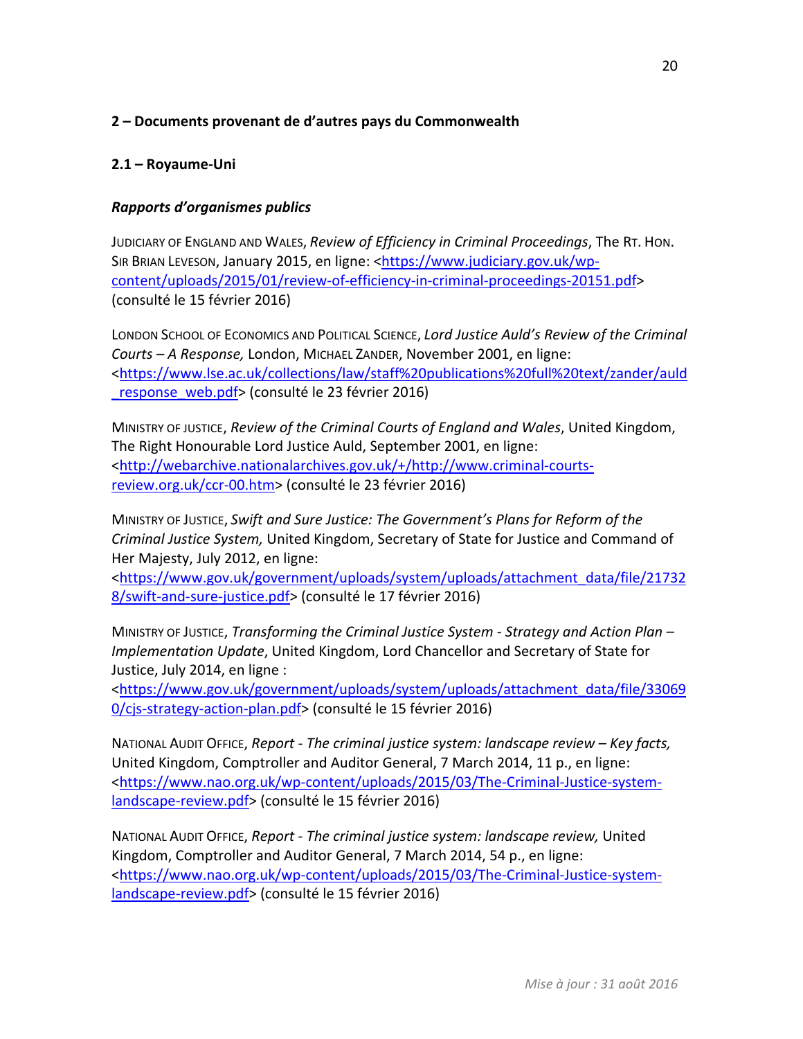## 2 – Documents provenant de d'autres pays du Commonwealth

### 2.1 – Royaume-Uni

#### *Rapports d'organismes publics*

JUDICIARY OF ENGLAND AND WALES, *Review of Efficiency in Criminal Proceedings*, The RT. HON. SIR BRIAN LEVESON, January 2015, en ligne: <https://www.judiciary.gov.uk/wp-content/uploads/2015/01/review-of-efficiency-in-criminal-proceedings-20151.pdf> (consulté le 15 février 2016)

LONDON SCHOOL OF ECONOMICS AND POLITICAL SCIENCE, *Lord Justice Auld's Review of the Criminal Courts – A Response,* London, MICHAEL ZANDER, November 2001, en ligne: <https://www.lse.ac.uk/collections/law/staff%20publications%20full%20text/zander/auld_response_web.pdf> (consulté le 23 février 2016)

MINISTRY OF JUSTICE, *Review of the Criminal Courts of England and Wales*, United Kingdom, The Right Honourable Lord Justice Auld, September 2001, en ligne: <http://webarchive.nationalarchives.gov.uk/+/http://www.criminal-courts-review.org.uk/ccr-00.htm> (consulté le 23 février 2016)

MINISTRY OF JUSTICE, *Swift and Sure Justice: The Government's Plans for Reform of the Criminal Justice System,* United Kingdom, Secretary of State for Justice and Command of Her Majesty, July 2012, en ligne: <https://www.gov.uk/government/uploads/system/uploads/attachment_data/file/217328/swift-and-sure-justice.pdf> (consulté le 17 février 2016)

MINISTRY OF JUSTICE, *Transforming the Criminal Justice System - Strategy and Action Plan – Implementation Update*, United Kingdom, Lord Chancellor and Secretary of State for Justice, July 2014, en ligne : <https://www.gov.uk/government/uploads/system/uploads/attachment_data/file/330690/cjs-strategy-action-plan.pdf> (consulté le 15 février 2016)

NATIONAL AUDIT OFFICE, *Report - The criminal justice system: landscape review – Key facts,* United Kingdom, Comptroller and Auditor General, 7 March 2014, 11 p., en ligne: <https://www.nao.org.uk/wp-content/uploads/2015/03/The-Criminal-Justice-system-landscape-review.pdf> (consulté le 15 février 2016)

NATIONAL AUDIT OFFICE, *Report - The criminal justice system: landscape review,* United Kingdom, Comptroller and Auditor General, 7 March 2014, 54 p., en ligne: <https://www.nao.org.uk/wp-content/uploads/2015/03/The-Criminal-Justice-system-landscape-review.pdf> (consulté le 15 février 2016)

*Mise à jour : 31 août 2016*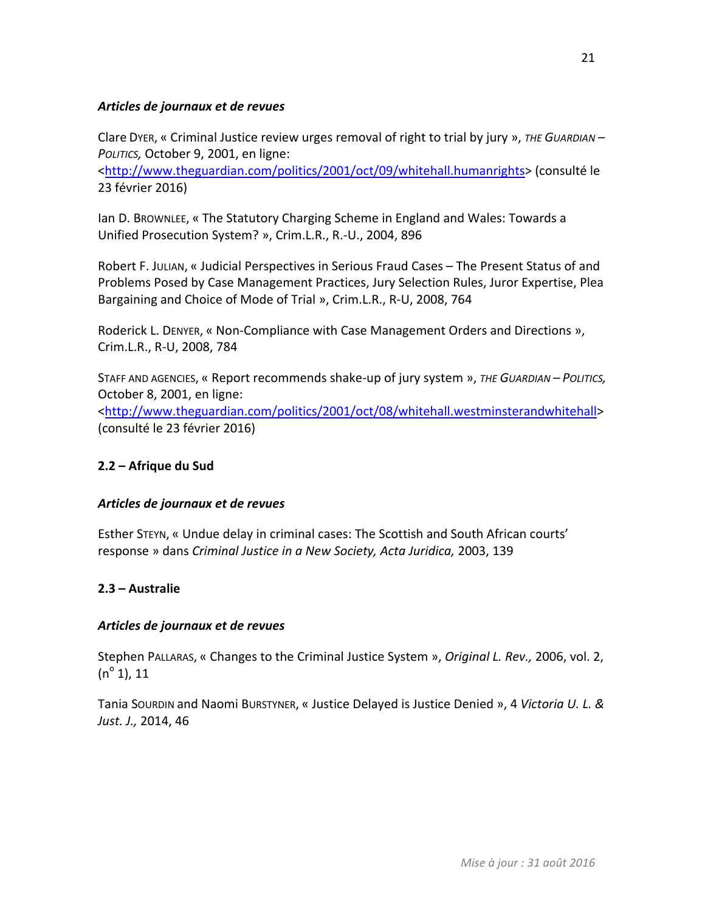### *Articles de journaux et de revues*

Clare DYER, « Criminal Justice review urges removal of right to trial by jury », *THE GUARDIAN – POLITICS,* October 9, 2001, en ligne: <http://www.theguardian.com/politics/2001/oct/09/whitehall.humanrights> (consulté le 23 février 2016)

Ian D. BROWNLEE, « The Statutory Charging Scheme in England and Wales: Towards a Unified Prosecution System? », Crim.L.R., R.-U., 2004, 896

Robert F. JULIAN, « Judicial Perspectives in Serious Fraud Cases – The Present Status of and Problems Posed by Case Management Practices, Jury Selection Rules, Juror Expertise, Plea Bargaining and Choice of Mode of Trial », Crim.L.R., R-U, 2008, 764

Roderick L. DENYER, « Non-Compliance with Case Management Orders and Directions », Crim.L.R., R-U, 2008, 784

STAFF AND AGENCIES, « Report recommends shake-up of jury system », *THE GUARDIAN – POLITICS,* October 8, 2001, en ligne: <http://www.theguardian.com/politics/2001/oct/08/whitehall.westminsterandwhitehall> (consulté le 23 février 2016)

## 2.2 – Afrique du Sud

### *Articles de journaux et de revues*

Esther STEYN, « Undue delay in criminal cases: The Scottish and South African courts' response » dans *Criminal Justice in a New Society, Acta Juridica,* 2003, 139

## 2.3 – Australie

### *Articles de journaux et de revues*

Stephen PALLARAS, « Changes to the Criminal Justice System », *Original L. Rev.,* 2006, vol. 2, (n° 1), 11

Tania SOURDIN and Naomi BURSTYNER, « Justice Delayed is Justice Denied », 4 *Victoria U. L. & Just. J.,* 2014, 46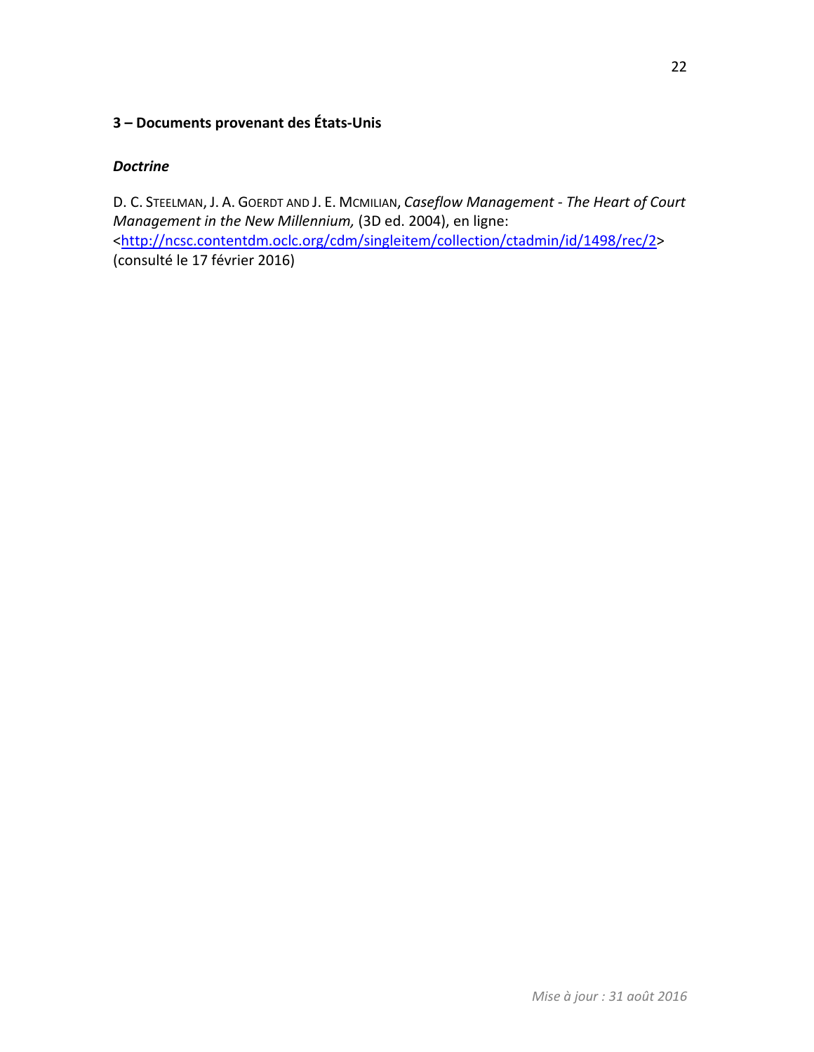## 3 – Documents provenant des États-Unis

### *Doctrine*

D. C. STEELMAN, J. A. GOERDT AND J. E. MCMILIAN, *Caseflow Management - The Heart of Court Management in the New Millennium,* (3D ed. 2004), en ligne: <http://ncsc.contentdm.oclc.org/cdm/singleitem/collection/ctadmin/id/1498/rec/2> (consulté le 17 février 2016)